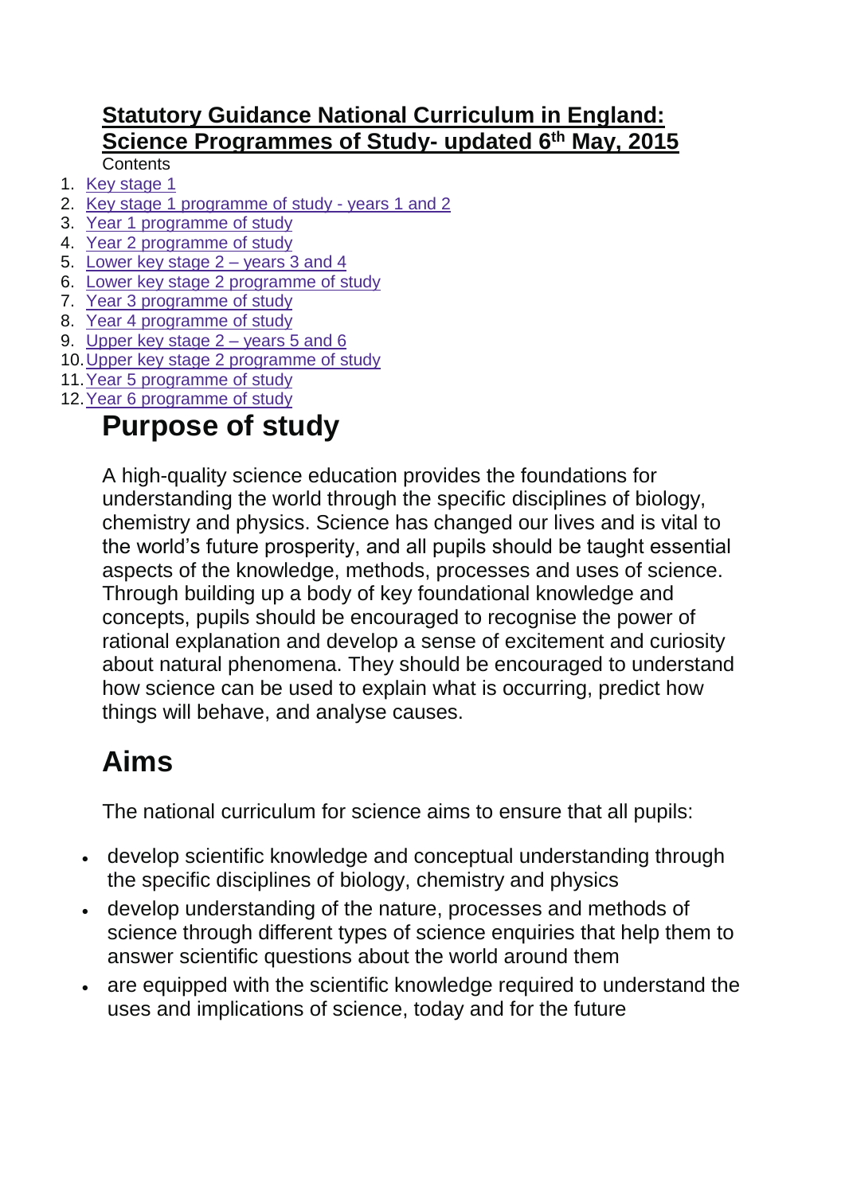# Statutory Guidance National Curriculum in England: Science Programmes of Study- updated 6th May, 2015

Contents

1. Key stage 1
2. Key stage 1 programme of study - years 1 and 2
3. Year 1 programme of study
4. Year 2 programme of study
5. Lower key stage 2 – years 3 and 4
6. Lower key stage 2 programme of study
7. Year 3 programme of study
8. Year 4 programme of study
9. Upper key stage 2 – years 5 and 6
10. Upper key stage 2 programme of study
11. Year 5 programme of study
12. Year 6 programme of study

## Purpose of study

A high-quality science education provides the foundations for understanding the world through the specific disciplines of biology, chemistry and physics. Science has changed our lives and is vital to the world's future prosperity, and all pupils should be taught essential aspects of the knowledge, methods, processes and uses of science. Through building up a body of key foundational knowledge and concepts, pupils should be encouraged to recognise the power of rational explanation and develop a sense of excitement and curiosity about natural phenomena. They should be encouraged to understand how science can be used to explain what is occurring, predict how things will behave, and analyse causes.

## Aims

The national curriculum for science aims to ensure that all pupils:

- develop scientific knowledge and conceptual understanding through the specific disciplines of biology, chemistry and physics
- develop understanding of the nature, processes and methods of science through different types of science enquiries that help them to answer scientific questions about the world around them
- are equipped with the scientific knowledge required to understand the uses and implications of science, today and for the future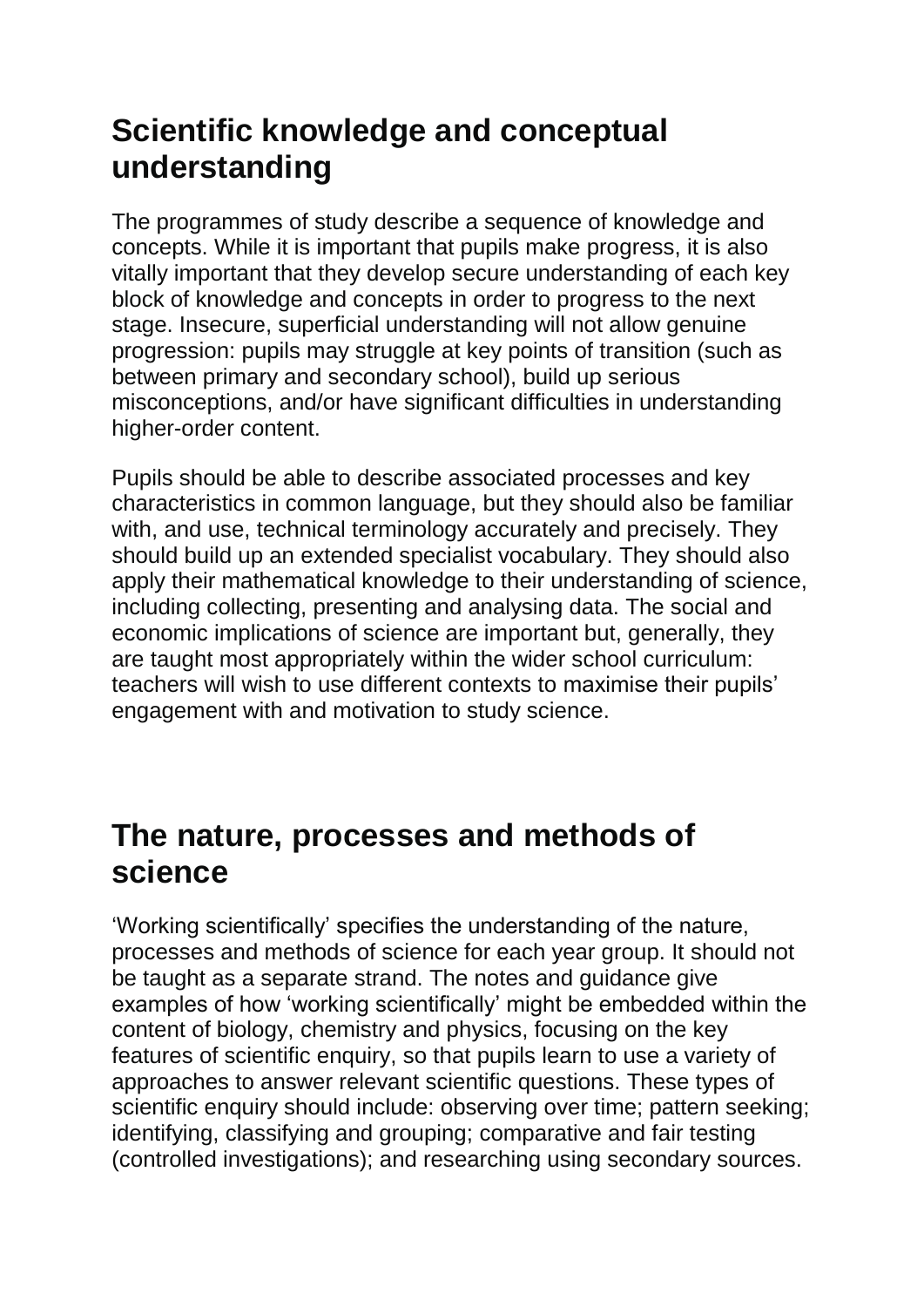## Scientific knowledge and conceptual understanding

The programmes of study describe a sequence of knowledge and concepts. While it is important that pupils make progress, it is also vitally important that they develop secure understanding of each key block of knowledge and concepts in order to progress to the next stage. Insecure, superficial understanding will not allow genuine progression: pupils may struggle at key points of transition (such as between primary and secondary school), build up serious misconceptions, and/or have significant difficulties in understanding higher-order content.

Pupils should be able to describe associated processes and key characteristics in common language, but they should also be familiar with, and use, technical terminology accurately and precisely. They should build up an extended specialist vocabulary. They should also apply their mathematical knowledge to their understanding of science, including collecting, presenting and analysing data. The social and economic implications of science are important but, generally, they are taught most appropriately within the wider school curriculum: teachers will wish to use different contexts to maximise their pupils' engagement with and motivation to study science.

## The nature, processes and methods of science

'Working scientifically' specifies the understanding of the nature, processes and methods of science for each year group. It should not be taught as a separate strand. The notes and guidance give examples of how 'working scientifically' might be embedded within the content of biology, chemistry and physics, focusing on the key features of scientific enquiry, so that pupils learn to use a variety of approaches to answer relevant scientific questions. These types of scientific enquiry should include: observing over time; pattern seeking; identifying, classifying and grouping; comparative and fair testing (controlled investigations); and researching using secondary sources.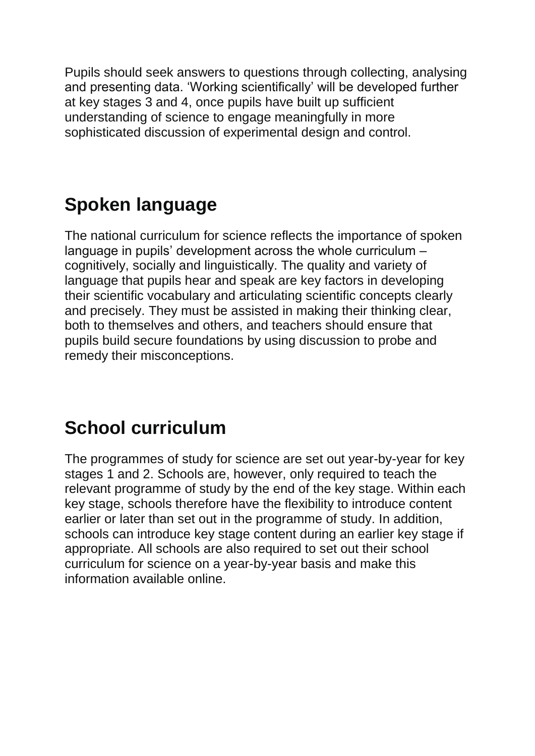Pupils should seek answers to questions through collecting, analysing and presenting data. 'Working scientifically' will be developed further at key stages 3 and 4, once pupils have built up sufficient understanding of science to engage meaningfully in more sophisticated discussion of experimental design and control.

## Spoken language

The national curriculum for science reflects the importance of spoken language in pupils' development across the whole curriculum – cognitively, socially and linguistically. The quality and variety of language that pupils hear and speak are key factors in developing their scientific vocabulary and articulating scientific concepts clearly and precisely. They must be assisted in making their thinking clear, both to themselves and others, and teachers should ensure that pupils build secure foundations by using discussion to probe and remedy their misconceptions.

## School curriculum

The programmes of study for science are set out year-by-year for key stages 1 and 2. Schools are, however, only required to teach the relevant programme of study by the end of the key stage. Within each key stage, schools therefore have the flexibility to introduce content earlier or later than set out in the programme of study. In addition, schools can introduce key stage content during an earlier key stage if appropriate. All schools are also required to set out their school curriculum for science on a year-by-year basis and make this information available online.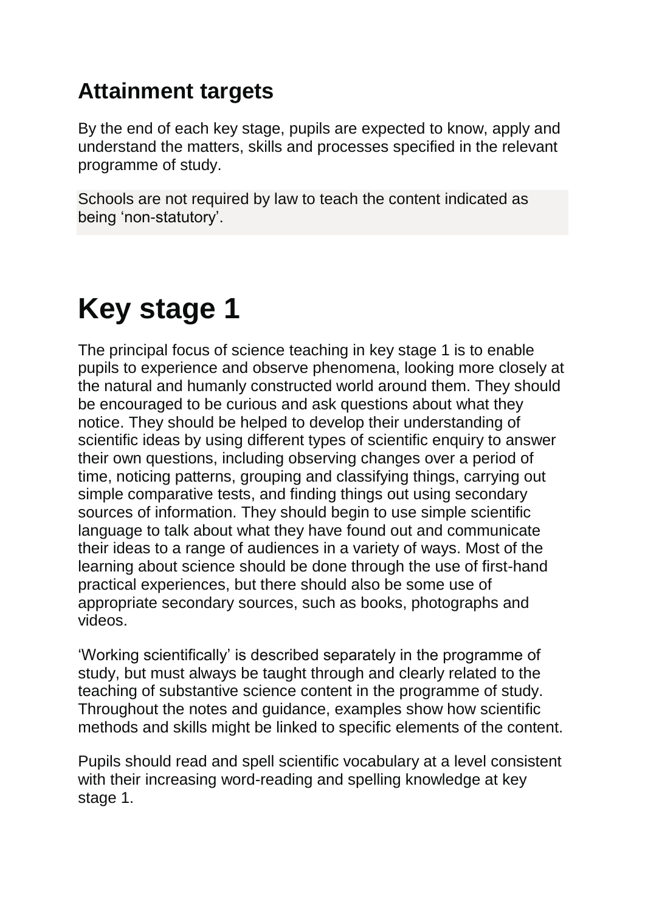## Attainment targets

By the end of each key stage, pupils are expected to know, apply and understand the matters, skills and processes specified in the relevant programme of study.

Schools are not required by law to teach the content indicated as being 'non-statutory'.

# Key stage 1

The principal focus of science teaching in key stage 1 is to enable pupils to experience and observe phenomena, looking more closely at the natural and humanly constructed world around them. They should be encouraged to be curious and ask questions about what they notice. They should be helped to develop their understanding of scientific ideas by using different types of scientific enquiry to answer their own questions, including observing changes over a period of time, noticing patterns, grouping and classifying things, carrying out simple comparative tests, and finding things out using secondary sources of information. They should begin to use simple scientific language to talk about what they have found out and communicate their ideas to a range of audiences in a variety of ways. Most of the learning about science should be done through the use of first-hand practical experiences, but there should also be some use of appropriate secondary sources, such as books, photographs and videos.

'Working scientifically' is described separately in the programme of study, but must always be taught through and clearly related to the teaching of substantive science content in the programme of study. Throughout the notes and guidance, examples show how scientific methods and skills might be linked to specific elements of the content.

Pupils should read and spell scientific vocabulary at a level consistent with their increasing word-reading and spelling knowledge at key stage 1.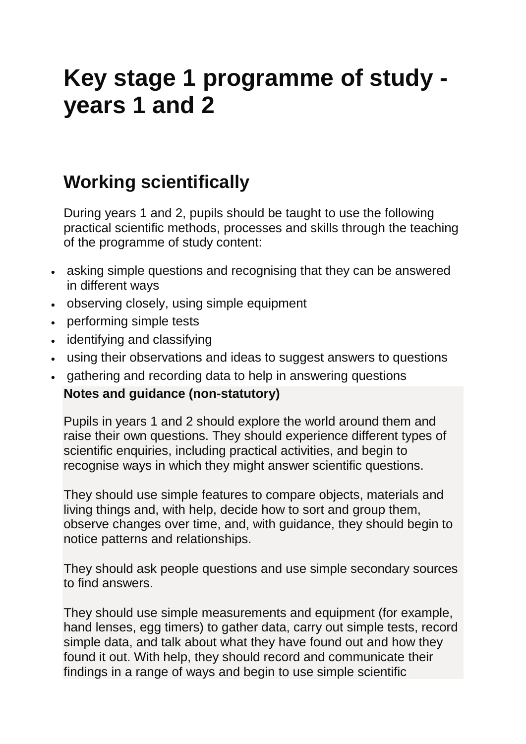# Key stage 1 programme of study - years 1 and 2

## Working scientifically

During years 1 and 2, pupils should be taught to use the following practical scientific methods, processes and skills through the teaching of the programme of study content:

- asking simple questions and recognising that they can be answered in different ways
- observing closely, using simple equipment
- performing simple tests
- identifying and classifying
- using their observations and ideas to suggest answers to questions
- gathering and recording data to help in answering questions

**Notes and guidance (non-statutory)**

Pupils in years 1 and 2 should explore the world around them and raise their own questions. They should experience different types of scientific enquiries, including practical activities, and begin to recognise ways in which they might answer scientific questions.

They should use simple features to compare objects, materials and living things and, with help, decide how to sort and group them, observe changes over time, and, with guidance, they should begin to notice patterns and relationships.

They should ask people questions and use simple secondary sources to find answers.

They should use simple measurements and equipment (for example, hand lenses, egg timers) to gather data, carry out simple tests, record simple data, and talk about what they have found out and how they found it out. With help, they should record and communicate their findings in a range of ways and begin to use simple scientific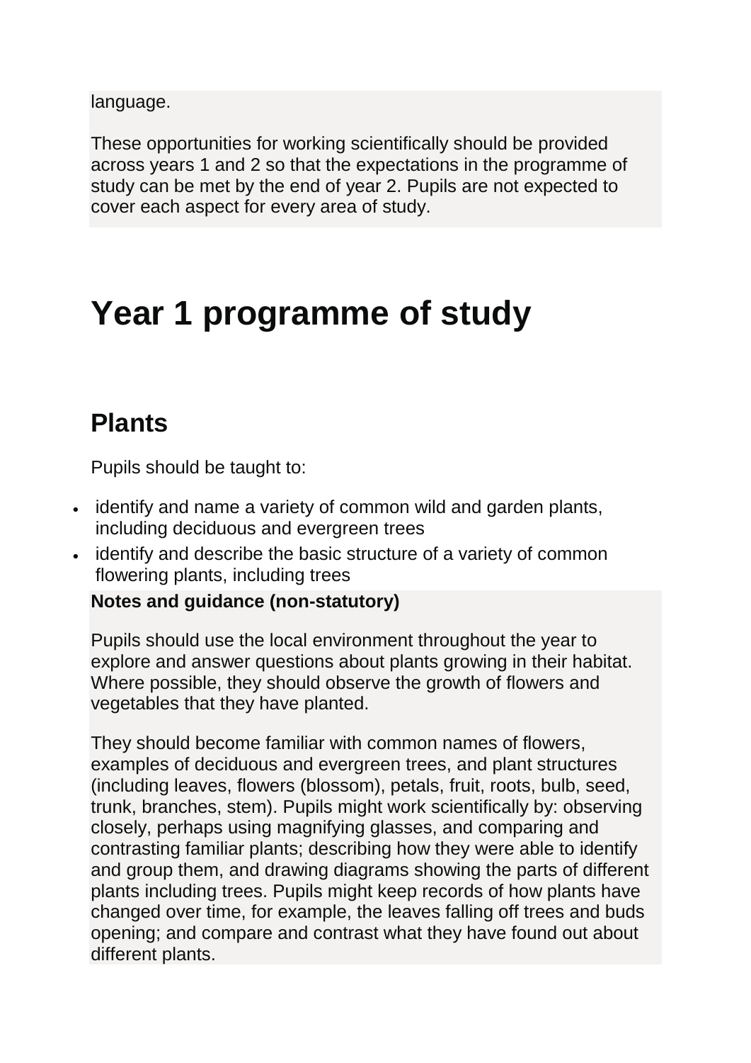language.

These opportunities for working scientifically should be provided across years 1 and 2 so that the expectations in the programme of study can be met by the end of year 2. Pupils are not expected to cover each aspect for every area of study.

# Year 1 programme of study

## Plants

Pupils should be taught to:

- identify and name a variety of common wild and garden plants, including deciduous and evergreen trees
- identify and describe the basic structure of a variety of common flowering plants, including trees

**Notes and guidance (non-statutory)**

Pupils should use the local environment throughout the year to explore and answer questions about plants growing in their habitat. Where possible, they should observe the growth of flowers and vegetables that they have planted.

They should become familiar with common names of flowers, examples of deciduous and evergreen trees, and plant structures (including leaves, flowers (blossom), petals, fruit, roots, bulb, seed, trunk, branches, stem). Pupils might work scientifically by: observing closely, perhaps using magnifying glasses, and comparing and contrasting familiar plants; describing how they were able to identify and group them, and drawing diagrams showing the parts of different plants including trees. Pupils might keep records of how plants have changed over time, for example, the leaves falling off trees and buds opening; and compare and contrast what they have found out about different plants.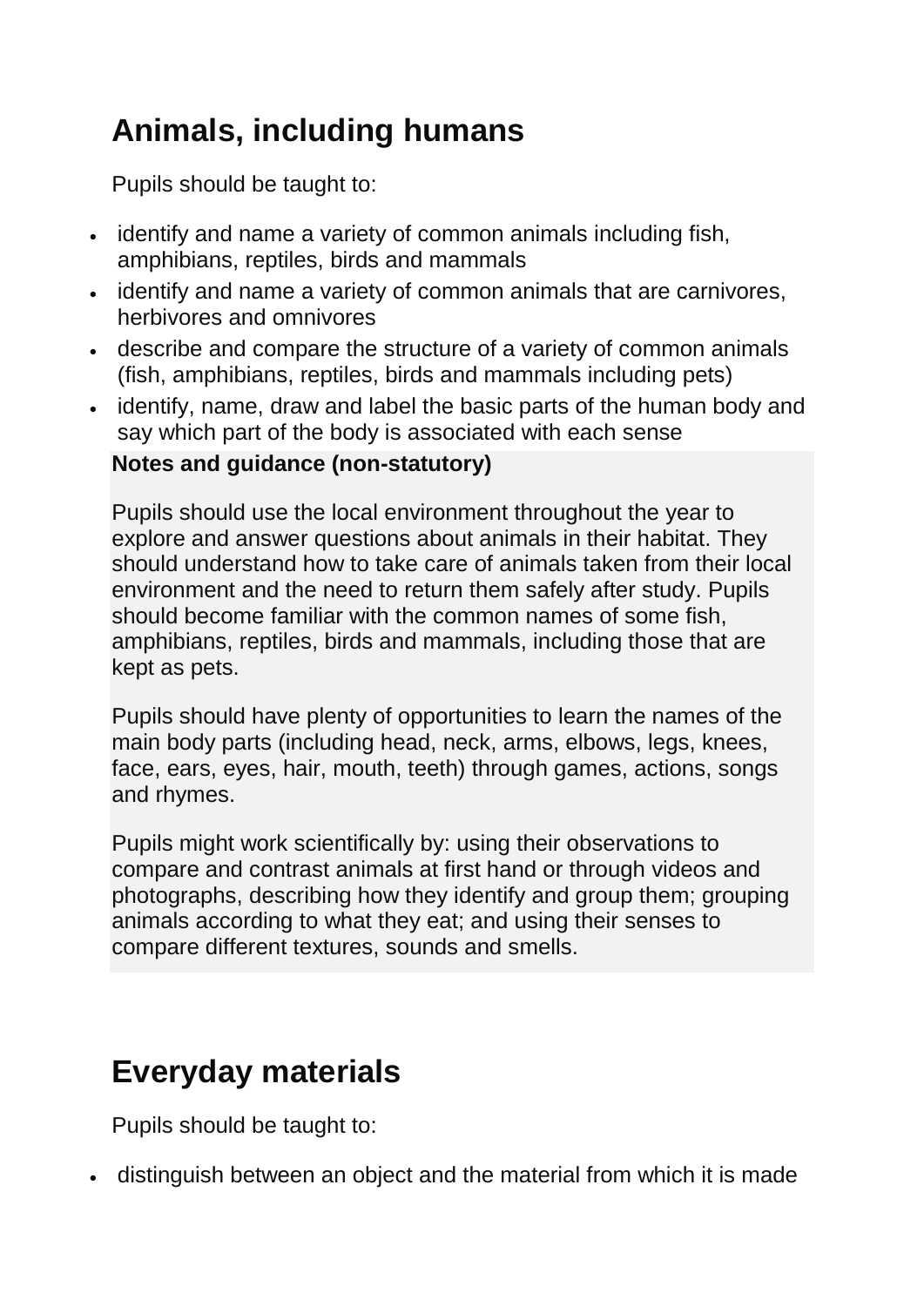## Animals, including humans

Pupils should be taught to:

- identify and name a variety of common animals including fish, amphibians, reptiles, birds and mammals
- identify and name a variety of common animals that are carnivores, herbivores and omnivores
- describe and compare the structure of a variety of common animals (fish, amphibians, reptiles, birds and mammals including pets)
- identify, name, draw and label the basic parts of the human body and say which part of the body is associated with each sense

**Notes and guidance (non-statutory)**

Pupils should use the local environment throughout the year to explore and answer questions about animals in their habitat. They should understand how to take care of animals taken from their local environment and the need to return them safely after study. Pupils should become familiar with the common names of some fish, amphibians, reptiles, birds and mammals, including those that are kept as pets.

Pupils should have plenty of opportunities to learn the names of the main body parts (including head, neck, arms, elbows, legs, knees, face, ears, eyes, hair, mouth, teeth) through games, actions, songs and rhymes.

Pupils might work scientifically by: using their observations to compare and contrast animals at first hand or through videos and photographs, describing how they identify and group them; grouping animals according to what they eat; and using their senses to compare different textures, sounds and smells.

## Everyday materials

Pupils should be taught to:

- distinguish between an object and the material from which it is made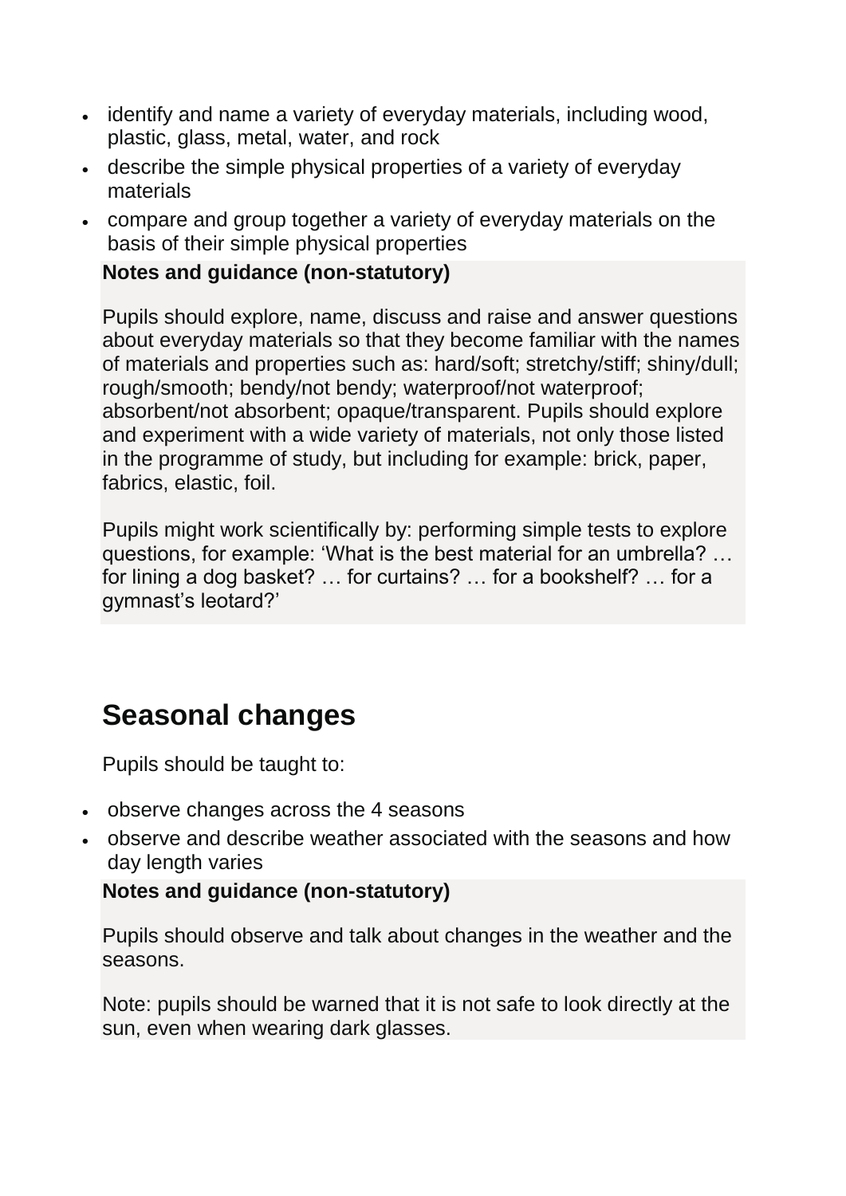- identify and name a variety of everyday materials, including wood, plastic, glass, metal, water, and rock
- describe the simple physical properties of a variety of everyday materials
- compare and group together a variety of everyday materials on the basis of their simple physical properties

**Notes and guidance (non-statutory)**

Pupils should explore, name, discuss and raise and answer questions about everyday materials so that they become familiar with the names of materials and properties such as: hard/soft; stretchy/stiff; shiny/dull; rough/smooth; bendy/not bendy; waterproof/not waterproof; absorbent/not absorbent; opaque/transparent. Pupils should explore and experiment with a wide variety of materials, not only those listed in the programme of study, but including for example: brick, paper, fabrics, elastic, foil.

Pupils might work scientifically by: performing simple tests to explore questions, for example: 'What is the best material for an umbrella? … for lining a dog basket? … for curtains? … for a bookshelf? … for a gymnast's leotard?'

## Seasonal changes

Pupils should be taught to:

- observe changes across the 4 seasons
- observe and describe weather associated with the seasons and how day length varies

**Notes and guidance (non-statutory)**

Pupils should observe and talk about changes in the weather and the seasons.

Note: pupils should be warned that it is not safe to look directly at the sun, even when wearing dark glasses.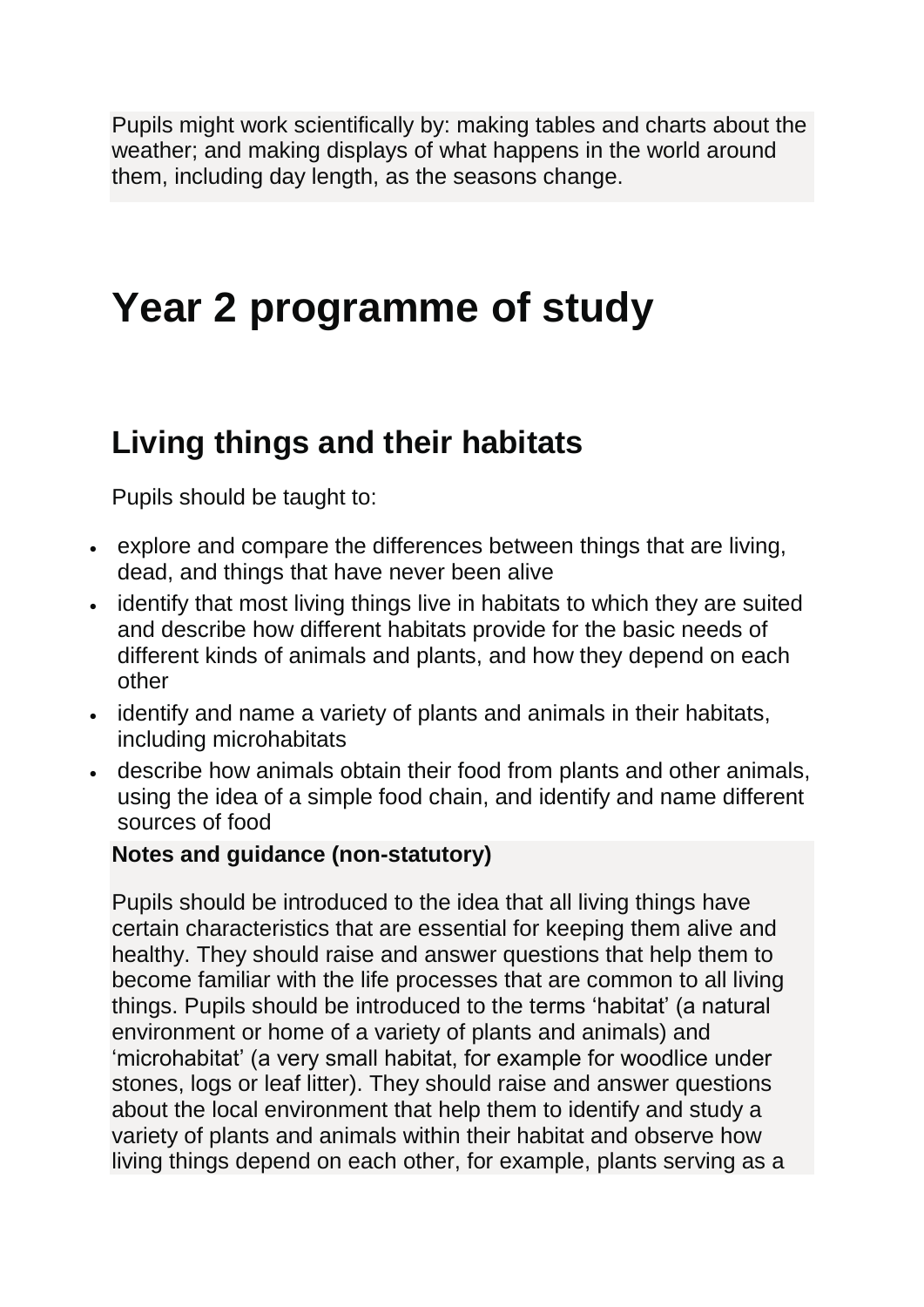Pupils might work scientifically by: making tables and charts about the weather; and making displays of what happens in the world around them, including day length, as the seasons change.

# Year 2 programme of study

## Living things and their habitats

Pupils should be taught to:

- explore and compare the differences between things that are living, dead, and things that have never been alive
- identify that most living things live in habitats to which they are suited and describe how different habitats provide for the basic needs of different kinds of animals and plants, and how they depend on each other
- identify and name a variety of plants and animals in their habitats, including microhabitats
- describe how animals obtain their food from plants and other animals, using the idea of a simple food chain, and identify and name different sources of food

**Notes and guidance (non-statutory)**

Pupils should be introduced to the idea that all living things have certain characteristics that are essential for keeping them alive and healthy. They should raise and answer questions that help them to become familiar with the life processes that are common to all living things. Pupils should be introduced to the terms 'habitat' (a natural environment or home of a variety of plants and animals) and 'microhabitat' (a very small habitat, for example for woodlice under stones, logs or leaf litter). They should raise and answer questions about the local environment that help them to identify and study a variety of plants and animals within their habitat and observe how living things depend on each other, for example, plants serving as a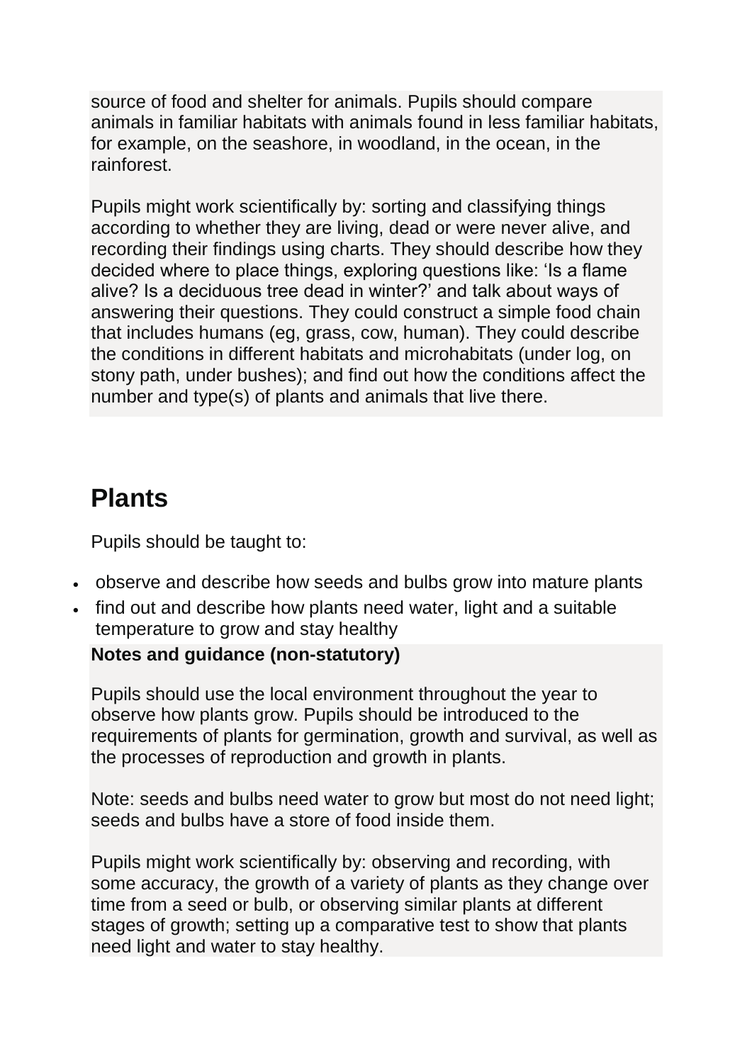source of food and shelter for animals. Pupils should compare animals in familiar habitats with animals found in less familiar habitats, for example, on the seashore, in woodland, in the ocean, in the rainforest.

Pupils might work scientifically by: sorting and classifying things according to whether they are living, dead or were never alive, and recording their findings using charts. They should describe how they decided where to place things, exploring questions like: 'Is a flame alive? Is a deciduous tree dead in winter?' and talk about ways of answering their questions. They could construct a simple food chain that includes humans (eg, grass, cow, human). They could describe the conditions in different habitats and microhabitats (under log, on stony path, under bushes); and find out how the conditions affect the number and type(s) of plants and animals that live there.

## Plants

Pupils should be taught to:

- observe and describe how seeds and bulbs grow into mature plants
- find out and describe how plants need water, light and a suitable temperature to grow and stay healthy

**Notes and guidance (non-statutory)**

Pupils should use the local environment throughout the year to observe how plants grow. Pupils should be introduced to the requirements of plants for germination, growth and survival, as well as the processes of reproduction and growth in plants.

Note: seeds and bulbs need water to grow but most do not need light; seeds and bulbs have a store of food inside them.

Pupils might work scientifically by: observing and recording, with some accuracy, the growth of a variety of plants as they change over time from a seed or bulb, or observing similar plants at different stages of growth; setting up a comparative test to show that plants need light and water to stay healthy.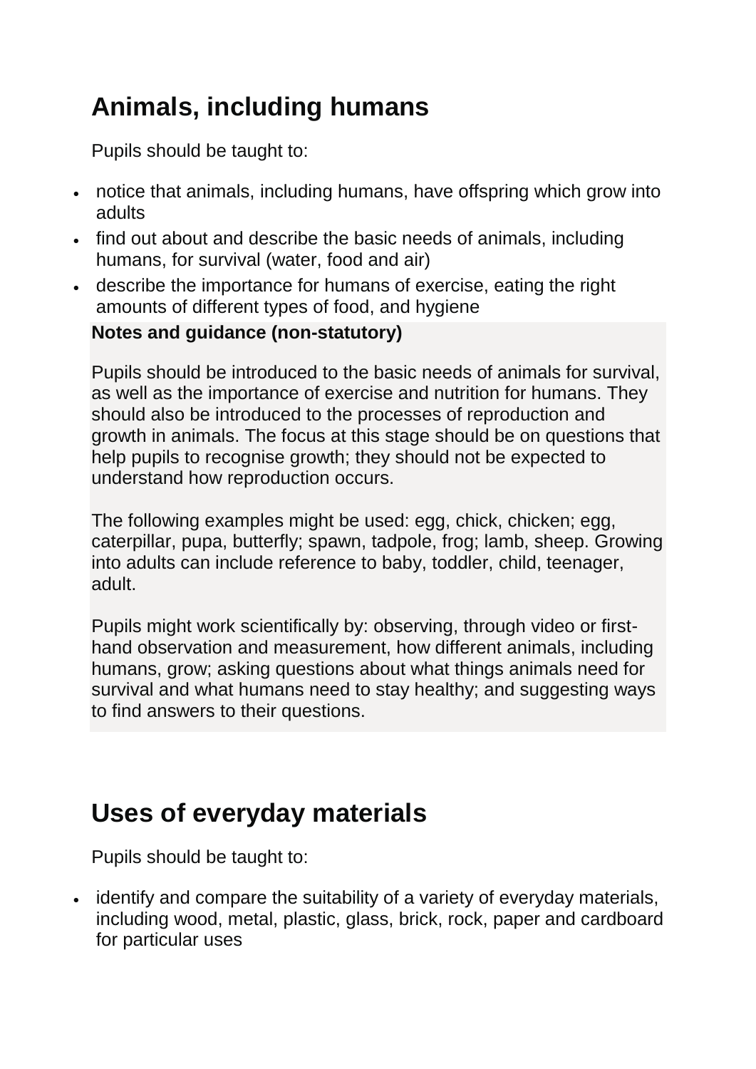## Animals, including humans

Pupils should be taught to:

- notice that animals, including humans, have offspring which grow into adults
- find out about and describe the basic needs of animals, including humans, for survival (water, food and air)
- describe the importance for humans of exercise, eating the right amounts of different types of food, and hygiene

**Notes and guidance (non-statutory)**

Pupils should be introduced to the basic needs of animals for survival, as well as the importance of exercise and nutrition for humans. They should also be introduced to the processes of reproduction and growth in animals. The focus at this stage should be on questions that help pupils to recognise growth; they should not be expected to understand how reproduction occurs.

The following examples might be used: egg, chick, chicken; egg, caterpillar, pupa, butterfly; spawn, tadpole, frog; lamb, sheep. Growing into adults can include reference to baby, toddler, child, teenager, adult.

Pupils might work scientifically by: observing, through video or first-hand observation and measurement, how different animals, including humans, grow; asking questions about what things animals need for survival and what humans need to stay healthy; and suggesting ways to find answers to their questions.

## Uses of everyday materials

Pupils should be taught to:

- identify and compare the suitability of a variety of everyday materials, including wood, metal, plastic, glass, brick, rock, paper and cardboard for particular uses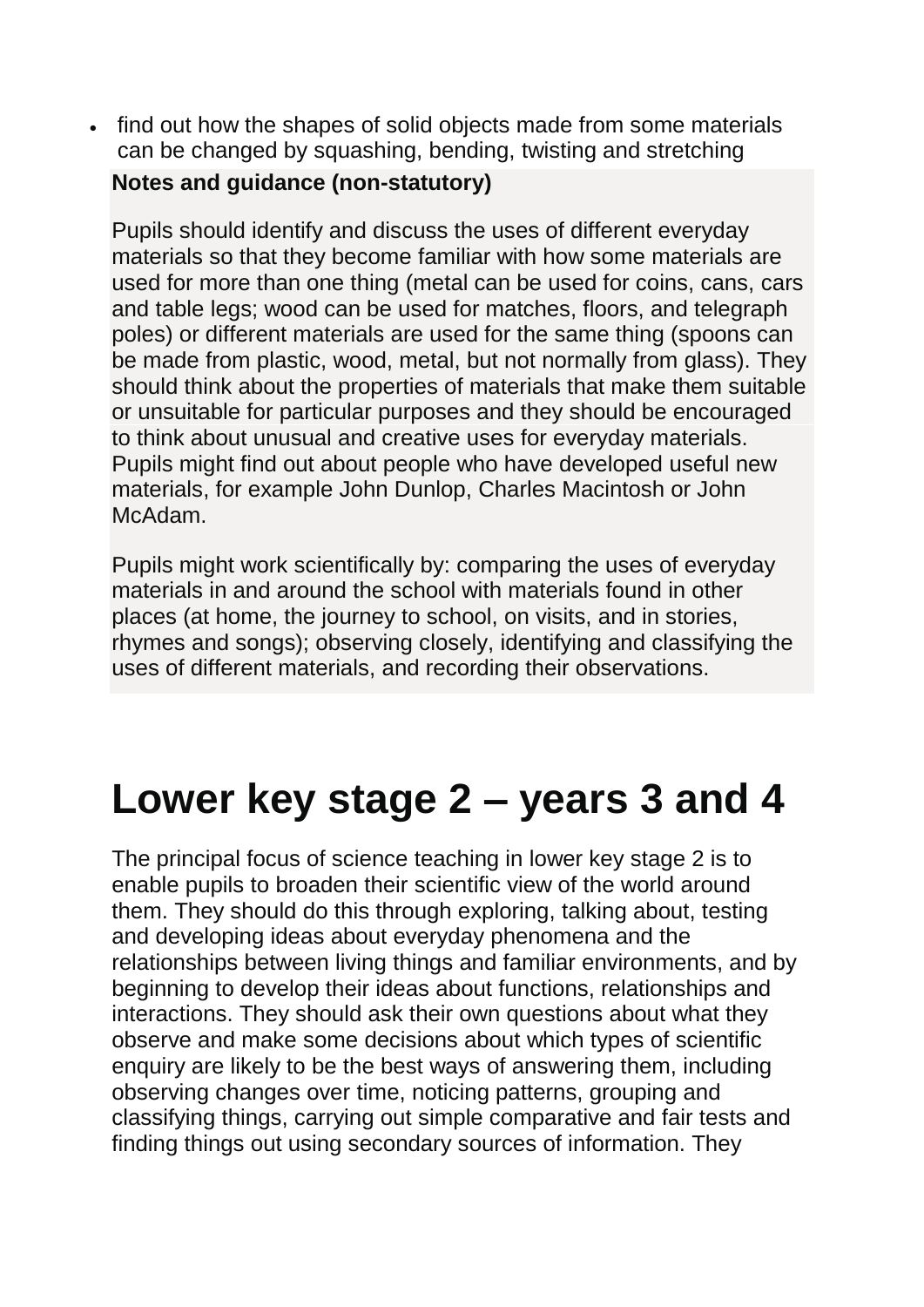- find out how the shapes of solid objects made from some materials can be changed by squashing, bending, twisting and stretching

**Notes and guidance (non-statutory)**

Pupils should identify and discuss the uses of different everyday materials so that they become familiar with how some materials are used for more than one thing (metal can be used for coins, cans, cars and table legs; wood can be used for matches, floors, and telegraph poles) or different materials are used for the same thing (spoons can be made from plastic, wood, metal, but not normally from glass). They should think about the properties of materials that make them suitable or unsuitable for particular purposes and they should be encouraged to think about unusual and creative uses for everyday materials. Pupils might find out about people who have developed useful new materials, for example John Dunlop, Charles Macintosh or John McAdam.

Pupils might work scientifically by: comparing the uses of everyday materials in and around the school with materials found in other places (at home, the journey to school, on visits, and in stories, rhymes and songs); observing closely, identifying and classifying the uses of different materials, and recording their observations.

# Lower key stage 2 – years 3 and 4

The principal focus of science teaching in lower key stage 2 is to enable pupils to broaden their scientific view of the world around them. They should do this through exploring, talking about, testing and developing ideas about everyday phenomena and the relationships between living things and familiar environments, and by beginning to develop their ideas about functions, relationships and interactions. They should ask their own questions about what they observe and make some decisions about which types of scientific enquiry are likely to be the best ways of answering them, including observing changes over time, noticing patterns, grouping and classifying things, carrying out simple comparative and fair tests and finding things out using secondary sources of information. They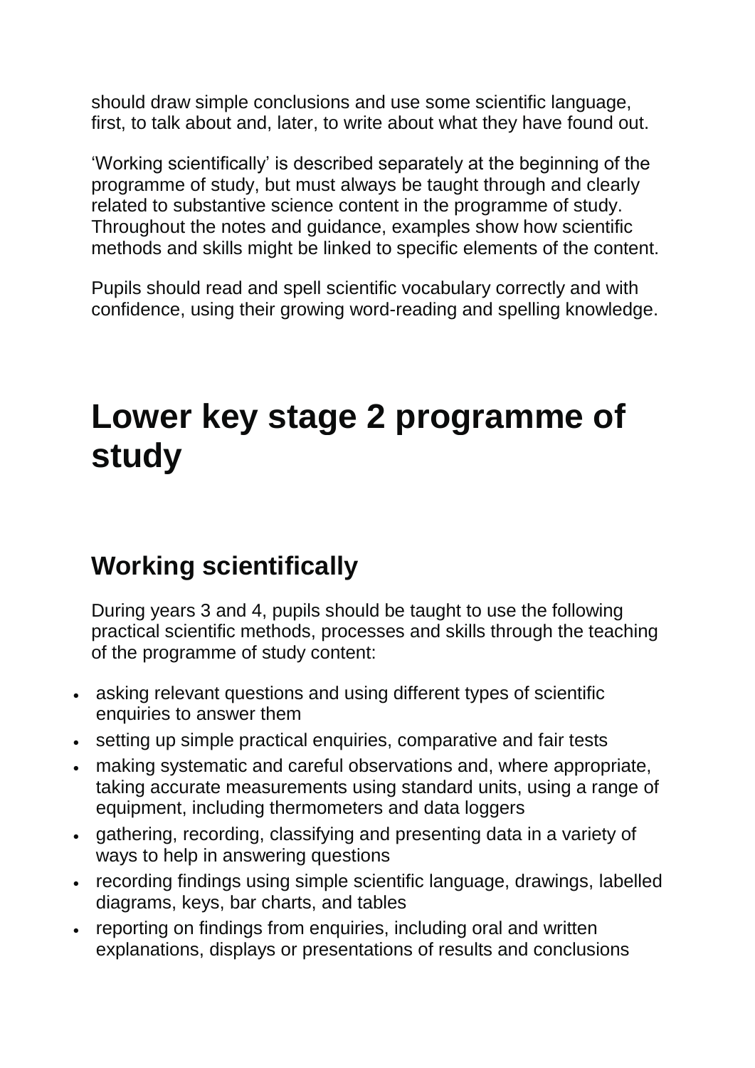should draw simple conclusions and use some scientific language, first, to talk about and, later, to write about what they have found out.

'Working scientifically' is described separately at the beginning of the programme of study, but must always be taught through and clearly related to substantive science content in the programme of study. Throughout the notes and guidance, examples show how scientific methods and skills might be linked to specific elements of the content.

Pupils should read and spell scientific vocabulary correctly and with confidence, using their growing word-reading and spelling knowledge.

# Lower key stage 2 programme of study

## Working scientifically

During years 3 and 4, pupils should be taught to use the following practical scientific methods, processes and skills through the teaching of the programme of study content:

- asking relevant questions and using different types of scientific enquiries to answer them
- setting up simple practical enquiries, comparative and fair tests
- making systematic and careful observations and, where appropriate, taking accurate measurements using standard units, using a range of equipment, including thermometers and data loggers
- gathering, recording, classifying and presenting data in a variety of ways to help in answering questions
- recording findings using simple scientific language, drawings, labelled diagrams, keys, bar charts, and tables
- reporting on findings from enquiries, including oral and written explanations, displays or presentations of results and conclusions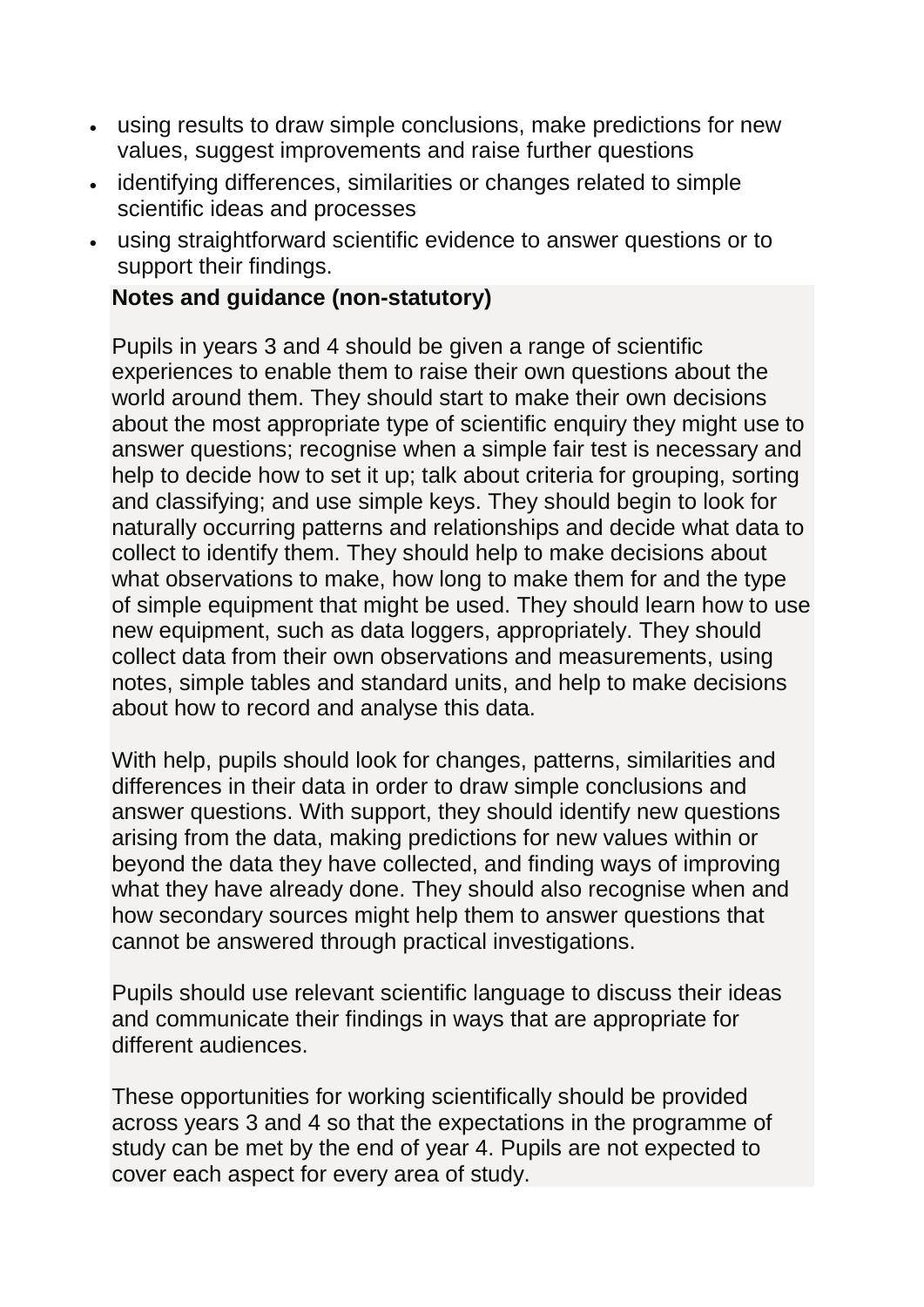- using results to draw simple conclusions, make predictions for new values, suggest improvements and raise further questions
- identifying differences, similarities or changes related to simple scientific ideas and processes
- using straightforward scientific evidence to answer questions or to support their findings.

**Notes and guidance (non-statutory)**

Pupils in years 3 and 4 should be given a range of scientific experiences to enable them to raise their own questions about the world around them. They should start to make their own decisions about the most appropriate type of scientific enquiry they might use to answer questions; recognise when a simple fair test is necessary and help to decide how to set it up; talk about criteria for grouping, sorting and classifying; and use simple keys. They should begin to look for naturally occurring patterns and relationships and decide what data to collect to identify them. They should help to make decisions about what observations to make, how long to make them for and the type of simple equipment that might be used. They should learn how to use new equipment, such as data loggers, appropriately. They should collect data from their own observations and measurements, using notes, simple tables and standard units, and help to make decisions about how to record and analyse this data.

With help, pupils should look for changes, patterns, similarities and differences in their data in order to draw simple conclusions and answer questions. With support, they should identify new questions arising from the data, making predictions for new values within or beyond the data they have collected, and finding ways of improving what they have already done. They should also recognise when and how secondary sources might help them to answer questions that cannot be answered through practical investigations.

Pupils should use relevant scientific language to discuss their ideas and communicate their findings in ways that are appropriate for different audiences.

These opportunities for working scientifically should be provided across years 3 and 4 so that the expectations in the programme of study can be met by the end of year 4. Pupils are not expected to cover each aspect for every area of study.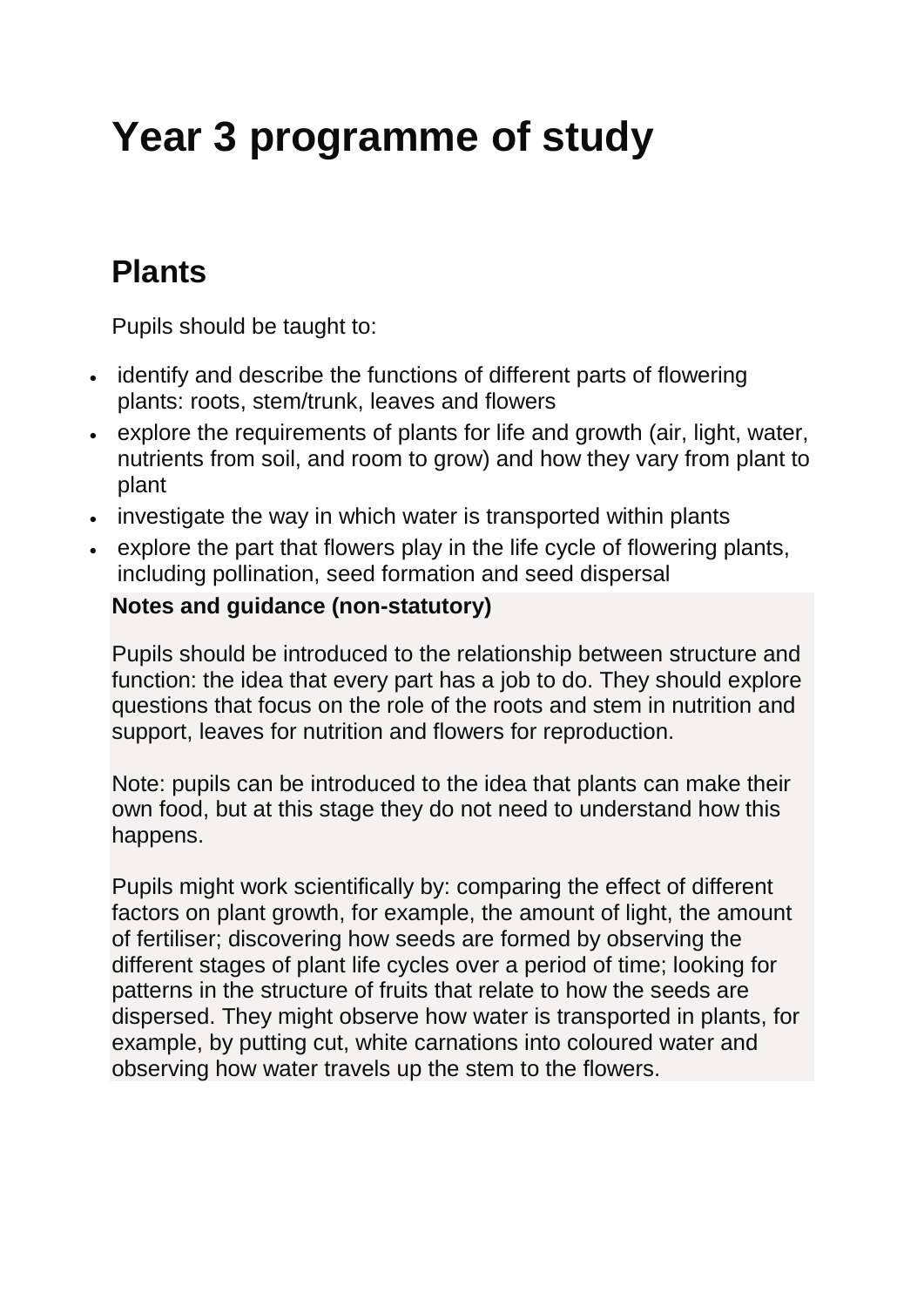# Year 3 programme of study

## Plants

Pupils should be taught to:

- identify and describe the functions of different parts of flowering plants: roots, stem/trunk, leaves and flowers
- explore the requirements of plants for life and growth (air, light, water, nutrients from soil, and room to grow) and how they vary from plant to plant
- investigate the way in which water is transported within plants
- explore the part that flowers play in the life cycle of flowering plants, including pollination, seed formation and seed dispersal

**Notes and guidance (non-statutory)**

Pupils should be introduced to the relationship between structure and function: the idea that every part has a job to do. They should explore questions that focus on the role of the roots and stem in nutrition and support, leaves for nutrition and flowers for reproduction.

Note: pupils can be introduced to the idea that plants can make their own food, but at this stage they do not need to understand how this happens.

Pupils might work scientifically by: comparing the effect of different factors on plant growth, for example, the amount of light, the amount of fertiliser; discovering how seeds are formed by observing the different stages of plant life cycles over a period of time; looking for patterns in the structure of fruits that relate to how the seeds are dispersed. They might observe how water is transported in plants, for example, by putting cut, white carnations into coloured water and observing how water travels up the stem to the flowers.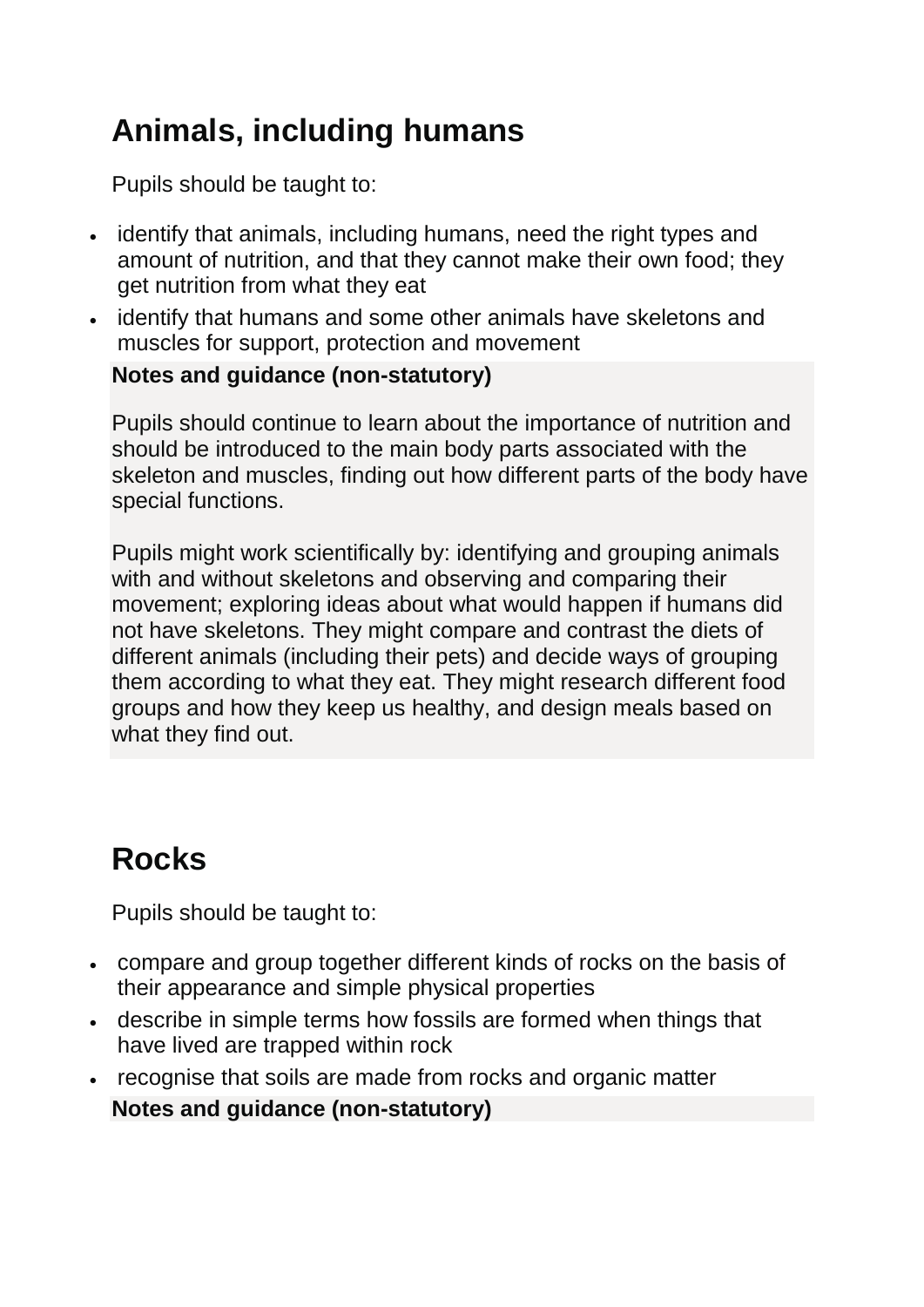## Animals, including humans

Pupils should be taught to:

- identify that animals, including humans, need the right types and amount of nutrition, and that they cannot make their own food; they get nutrition from what they eat
- identify that humans and some other animals have skeletons and muscles for support, protection and movement

**Notes and guidance (non-statutory)**

Pupils should continue to learn about the importance of nutrition and should be introduced to the main body parts associated with the skeleton and muscles, finding out how different parts of the body have special functions.

Pupils might work scientifically by: identifying and grouping animals with and without skeletons and observing and comparing their movement; exploring ideas about what would happen if humans did not have skeletons. They might compare and contrast the diets of different animals (including their pets) and decide ways of grouping them according to what they eat. They might research different food groups and how they keep us healthy, and design meals based on what they find out.

## Rocks

Pupils should be taught to:

- compare and group together different kinds of rocks on the basis of their appearance and simple physical properties
- describe in simple terms how fossils are formed when things that have lived are trapped within rock
- recognise that soils are made from rocks and organic matter

**Notes and guidance (non-statutory)**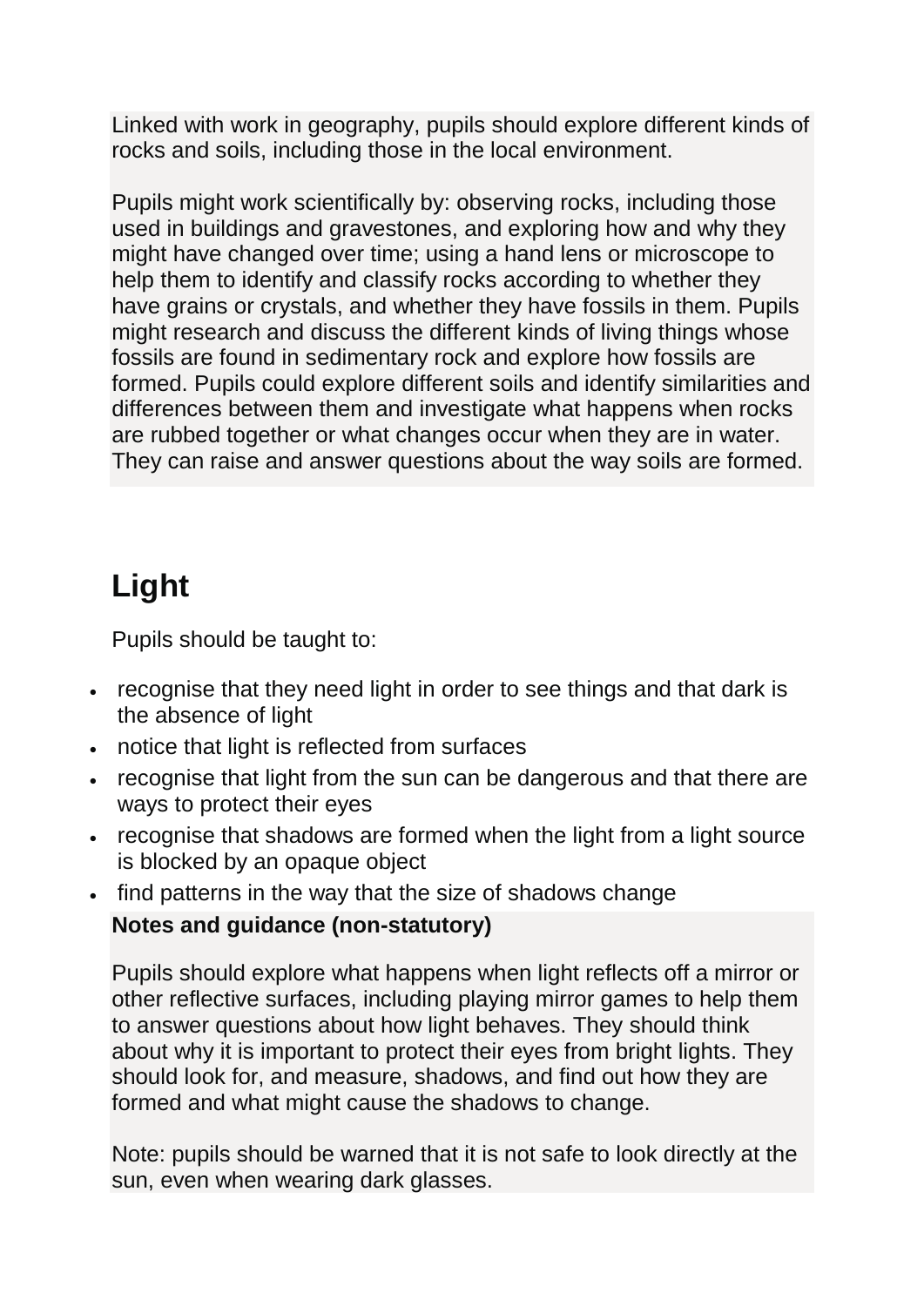Linked with work in geography, pupils should explore different kinds of rocks and soils, including those in the local environment.

Pupils might work scientifically by: observing rocks, including those used in buildings and gravestones, and exploring how and why they might have changed over time; using a hand lens or microscope to help them to identify and classify rocks according to whether they have grains or crystals, and whether they have fossils in them. Pupils might research and discuss the different kinds of living things whose fossils are found in sedimentary rock and explore how fossils are formed. Pupils could explore different soils and identify similarities and differences between them and investigate what happens when rocks are rubbed together or what changes occur when they are in water. They can raise and answer questions about the way soils are formed.

## Light

Pupils should be taught to:

- recognise that they need light in order to see things and that dark is the absence of light
- notice that light is reflected from surfaces
- recognise that light from the sun can be dangerous and that there are ways to protect their eyes
- recognise that shadows are formed when the light from a light source is blocked by an opaque object
- find patterns in the way that the size of shadows change

**Notes and guidance (non-statutory)**

Pupils should explore what happens when light reflects off a mirror or other reflective surfaces, including playing mirror games to help them to answer questions about how light behaves. They should think about why it is important to protect their eyes from bright lights. They should look for, and measure, shadows, and find out how they are formed and what might cause the shadows to change.

Note: pupils should be warned that it is not safe to look directly at the sun, even when wearing dark glasses.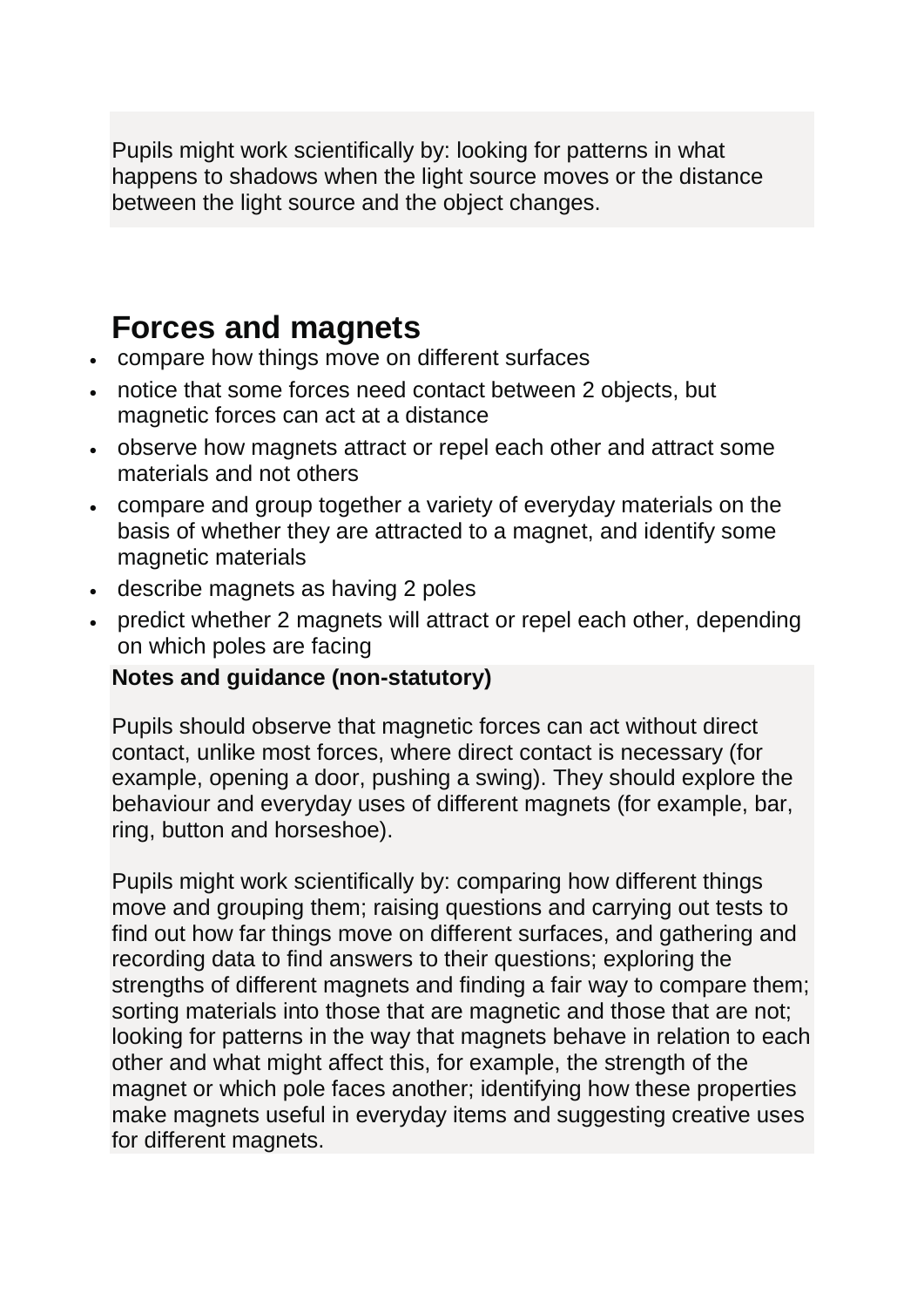Pupils might work scientifically by: looking for patterns in what happens to shadows when the light source moves or the distance between the light source and the object changes.

## Forces and magnets

- compare how things move on different surfaces
- notice that some forces need contact between 2 objects, but magnetic forces can act at a distance
- observe how magnets attract or repel each other and attract some materials and not others
- compare and group together a variety of everyday materials on the basis of whether they are attracted to a magnet, and identify some magnetic materials
- describe magnets as having 2 poles
- predict whether 2 magnets will attract or repel each other, depending on which poles are facing

**Notes and guidance (non-statutory)**

Pupils should observe that magnetic forces can act without direct contact, unlike most forces, where direct contact is necessary (for example, opening a door, pushing a swing). They should explore the behaviour and everyday uses of different magnets (for example, bar, ring, button and horseshoe).

Pupils might work scientifically by: comparing how different things move and grouping them; raising questions and carrying out tests to find out how far things move on different surfaces, and gathering and recording data to find answers to their questions; exploring the strengths of different magnets and finding a fair way to compare them; sorting materials into those that are magnetic and those that are not; looking for patterns in the way that magnets behave in relation to each other and what might affect this, for example, the strength of the magnet or which pole faces another; identifying how these properties make magnets useful in everyday items and suggesting creative uses for different magnets.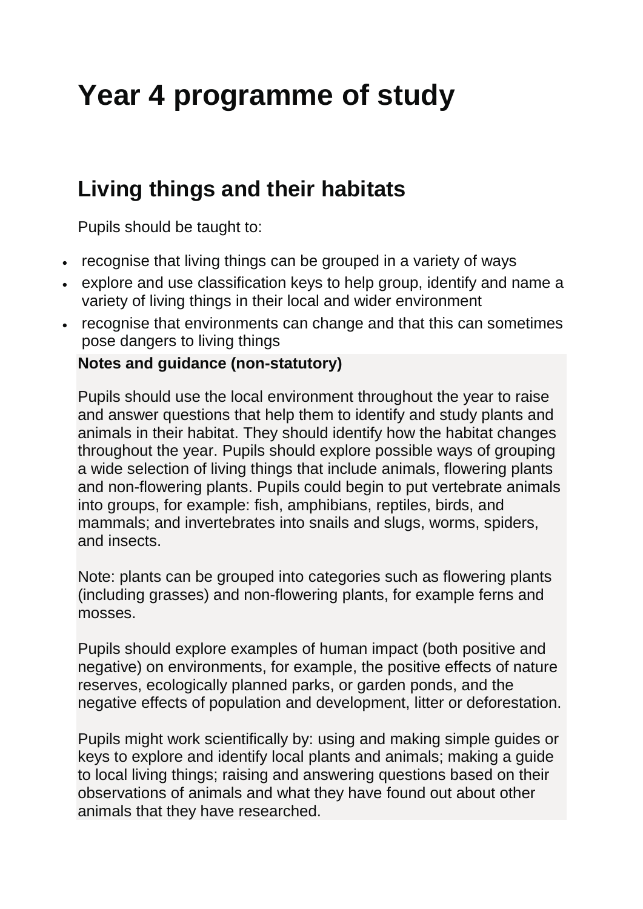# Year 4 programme of study

## Living things and their habitats

Pupils should be taught to:

- recognise that living things can be grouped in a variety of ways
- explore and use classification keys to help group, identify and name a variety of living things in their local and wider environment
- recognise that environments can change and that this can sometimes pose dangers to living things

**Notes and guidance (non-statutory)**

Pupils should use the local environment throughout the year to raise and answer questions that help them to identify and study plants and animals in their habitat. They should identify how the habitat changes throughout the year. Pupils should explore possible ways of grouping a wide selection of living things that include animals, flowering plants and non-flowering plants. Pupils could begin to put vertebrate animals into groups, for example: fish, amphibians, reptiles, birds, and mammals; and invertebrates into snails and slugs, worms, spiders, and insects.

Note: plants can be grouped into categories such as flowering plants (including grasses) and non-flowering plants, for example ferns and mosses.

Pupils should explore examples of human impact (both positive and negative) on environments, for example, the positive effects of nature reserves, ecologically planned parks, or garden ponds, and the negative effects of population and development, litter or deforestation.

Pupils might work scientifically by: using and making simple guides or keys to explore and identify local plants and animals; making a guide to local living things; raising and answering questions based on their observations of animals and what they have found out about other animals that they have researched.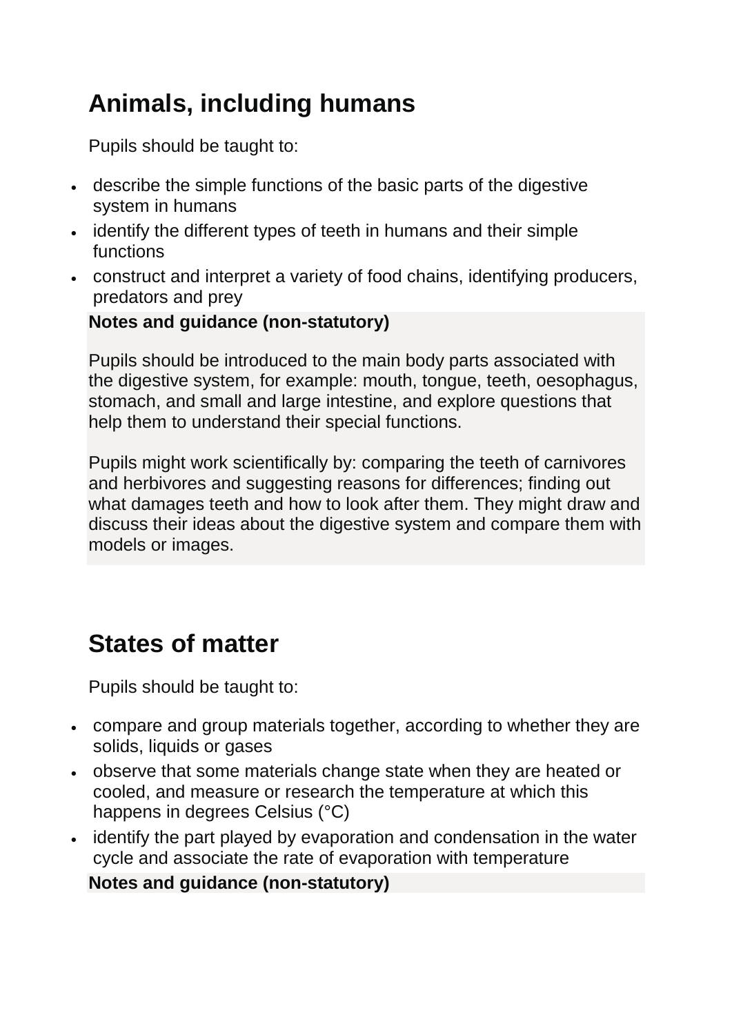## Animals, including humans

Pupils should be taught to:

- describe the simple functions of the basic parts of the digestive system in humans
- identify the different types of teeth in humans and their simple functions
- construct and interpret a variety of food chains, identifying producers, predators and prey

**Notes and guidance (non-statutory)**

Pupils should be introduced to the main body parts associated with the digestive system, for example: mouth, tongue, teeth, oesophagus, stomach, and small and large intestine, and explore questions that help them to understand their special functions.

Pupils might work scientifically by: comparing the teeth of carnivores and herbivores and suggesting reasons for differences; finding out what damages teeth and how to look after them. They might draw and discuss their ideas about the digestive system and compare them with models or images.

## States of matter

Pupils should be taught to:

- compare and group materials together, according to whether they are solids, liquids or gases
- observe that some materials change state when they are heated or cooled, and measure or research the temperature at which this happens in degrees Celsius (°C)
- identify the part played by evaporation and condensation in the water cycle and associate the rate of evaporation with temperature

**Notes and guidance (non-statutory)**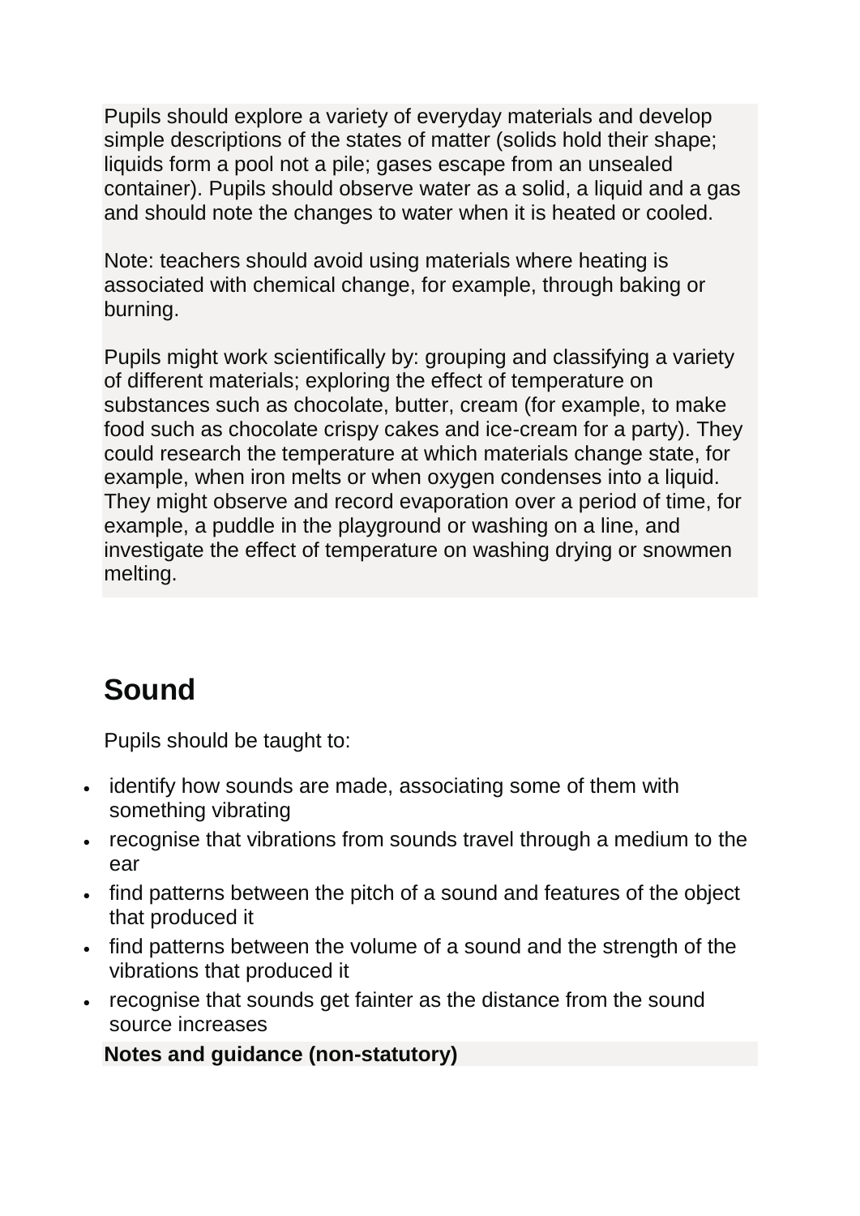Pupils should explore a variety of everyday materials and develop simple descriptions of the states of matter (solids hold their shape; liquids form a pool not a pile; gases escape from an unsealed container). Pupils should observe water as a solid, a liquid and a gas and should note the changes to water when it is heated or cooled.

Note: teachers should avoid using materials where heating is associated with chemical change, for example, through baking or burning.

Pupils might work scientifically by: grouping and classifying a variety of different materials; exploring the effect of temperature on substances such as chocolate, butter, cream (for example, to make food such as chocolate crispy cakes and ice-cream for a party). They could research the temperature at which materials change state, for example, when iron melts or when oxygen condenses into a liquid. They might observe and record evaporation over a period of time, for example, a puddle in the playground or washing on a line, and investigate the effect of temperature on washing drying or snowmen melting.

## Sound

Pupils should be taught to:

- identify how sounds are made, associating some of them with something vibrating
- recognise that vibrations from sounds travel through a medium to the ear
- find patterns between the pitch of a sound and features of the object that produced it
- find patterns between the volume of a sound and the strength of the vibrations that produced it
- recognise that sounds get fainter as the distance from the sound source increases

**Notes and guidance (non-statutory)**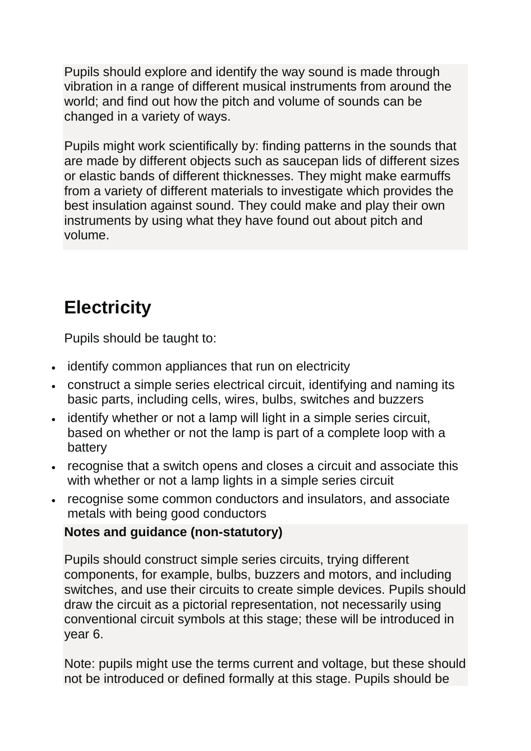Pupils should explore and identify the way sound is made through vibration in a range of different musical instruments from around the world; and find out how the pitch and volume of sounds can be changed in a variety of ways.

Pupils might work scientifically by: finding patterns in the sounds that are made by different objects such as saucepan lids of different sizes or elastic bands of different thicknesses. They might make earmuffs from a variety of different materials to investigate which provides the best insulation against sound. They could make and play their own instruments by using what they have found out about pitch and volume.

## Electricity

Pupils should be taught to:

- identify common appliances that run on electricity
- construct a simple series electrical circuit, identifying and naming its basic parts, including cells, wires, bulbs, switches and buzzers
- identify whether or not a lamp will light in a simple series circuit, based on whether or not the lamp is part of a complete loop with a battery
- recognise that a switch opens and closes a circuit and associate this with whether or not a lamp lights in a simple series circuit
- recognise some common conductors and insulators, and associate metals with being good conductors

**Notes and guidance (non-statutory)**

Pupils should construct simple series circuits, trying different components, for example, bulbs, buzzers and motors, and including switches, and use their circuits to create simple devices. Pupils should draw the circuit as a pictorial representation, not necessarily using conventional circuit symbols at this stage; these will be introduced in year 6.

Note: pupils might use the terms current and voltage, but these should not be introduced or defined formally at this stage. Pupils should be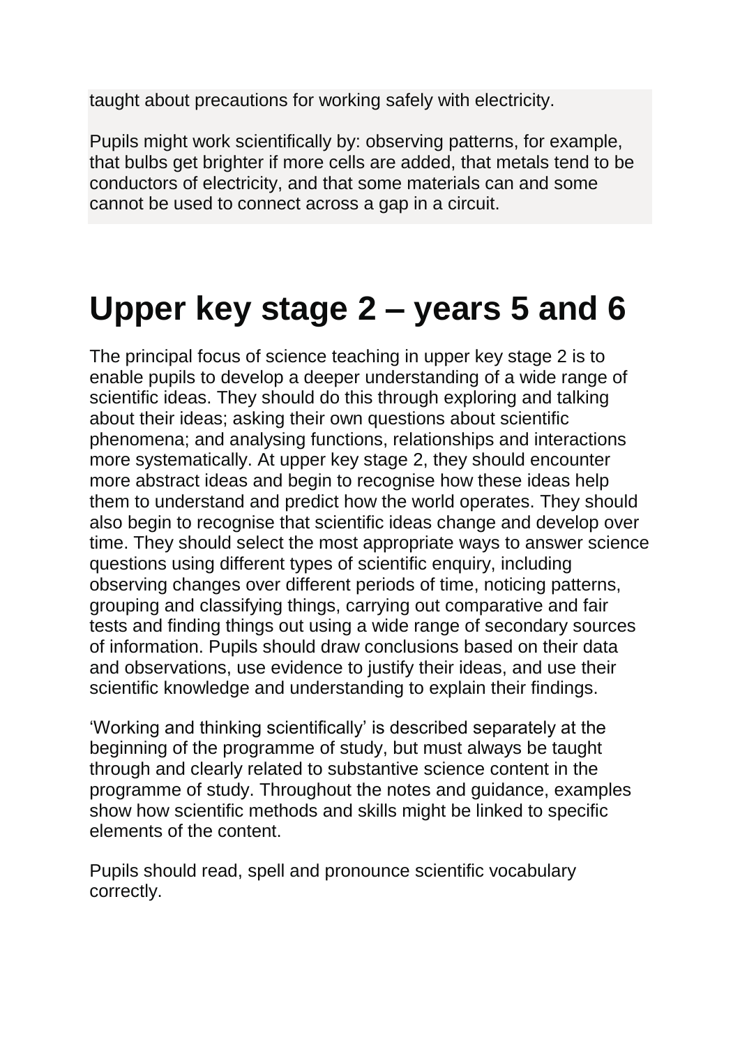taught about precautions for working safely with electricity.

Pupils might work scientifically by: observing patterns, for example, that bulbs get brighter if more cells are added, that metals tend to be conductors of electricity, and that some materials can and some cannot be used to connect across a gap in a circuit.

# Upper key stage 2 – years 5 and 6

The principal focus of science teaching in upper key stage 2 is to enable pupils to develop a deeper understanding of a wide range of scientific ideas. They should do this through exploring and talking about their ideas; asking their own questions about scientific phenomena; and analysing functions, relationships and interactions more systematically. At upper key stage 2, they should encounter more abstract ideas and begin to recognise how these ideas help them to understand and predict how the world operates. They should also begin to recognise that scientific ideas change and develop over time. They should select the most appropriate ways to answer science questions using different types of scientific enquiry, including observing changes over different periods of time, noticing patterns, grouping and classifying things, carrying out comparative and fair tests and finding things out using a wide range of secondary sources of information. Pupils should draw conclusions based on their data and observations, use evidence to justify their ideas, and use their scientific knowledge and understanding to explain their findings.

'Working and thinking scientifically' is described separately at the beginning of the programme of study, but must always be taught through and clearly related to substantive science content in the programme of study. Throughout the notes and guidance, examples show how scientific methods and skills might be linked to specific elements of the content.

Pupils should read, spell and pronounce scientific vocabulary correctly.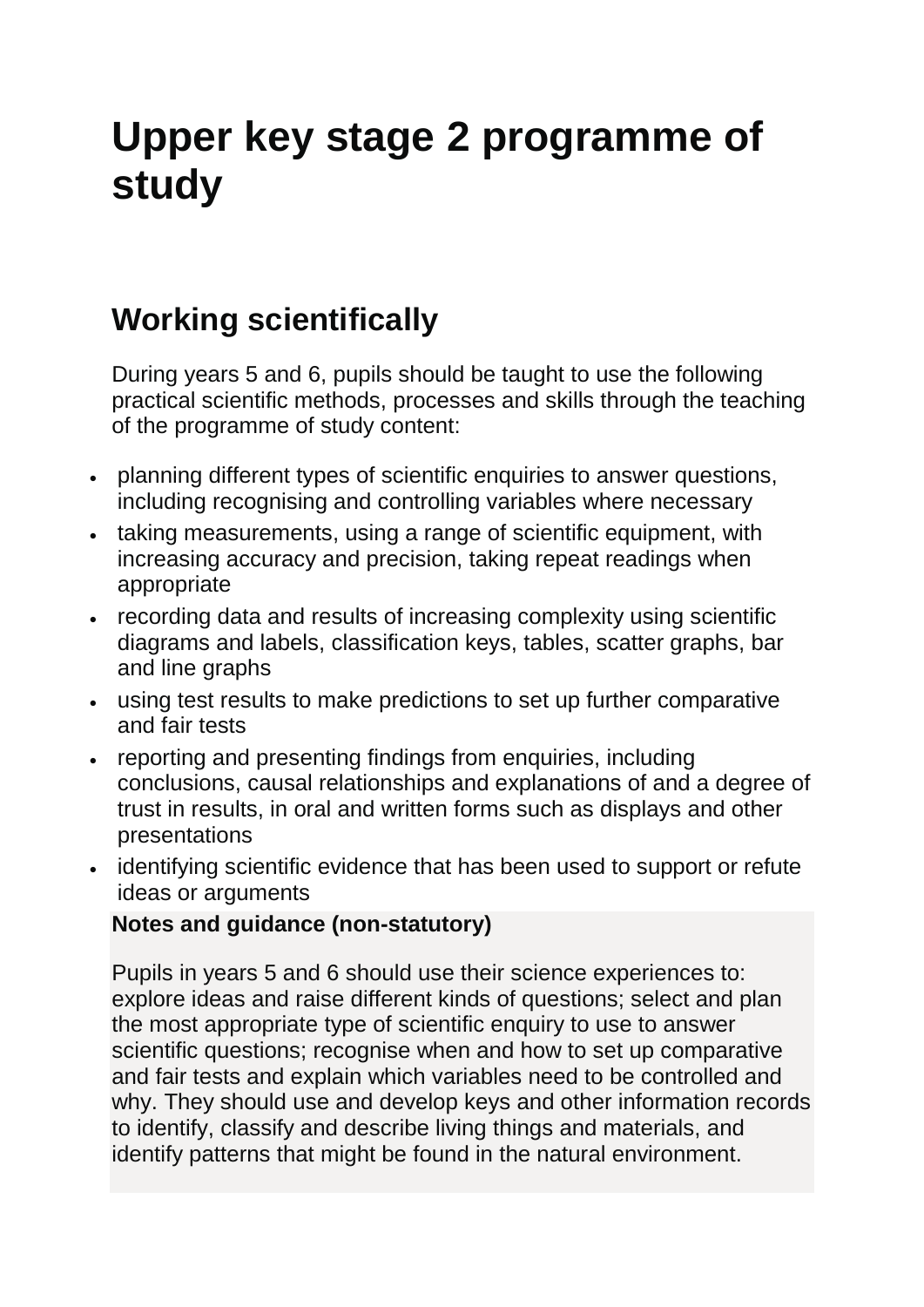# Upper key stage 2 programme of study

## Working scientifically

During years 5 and 6, pupils should be taught to use the following practical scientific methods, processes and skills through the teaching of the programme of study content:

- planning different types of scientific enquiries to answer questions, including recognising and controlling variables where necessary
- taking measurements, using a range of scientific equipment, with increasing accuracy and precision, taking repeat readings when appropriate
- recording data and results of increasing complexity using scientific diagrams and labels, classification keys, tables, scatter graphs, bar and line graphs
- using test results to make predictions to set up further comparative and fair tests
- reporting and presenting findings from enquiries, including conclusions, causal relationships and explanations of and a degree of trust in results, in oral and written forms such as displays and other presentations
- identifying scientific evidence that has been used to support or refute ideas or arguments

**Notes and guidance (non-statutory)**

Pupils in years 5 and 6 should use their science experiences to: explore ideas and raise different kinds of questions; select and plan the most appropriate type of scientific enquiry to use to answer scientific questions; recognise when and how to set up comparative and fair tests and explain which variables need to be controlled and why. They should use and develop keys and other information records to identify, classify and describe living things and materials, and identify patterns that might be found in the natural environment.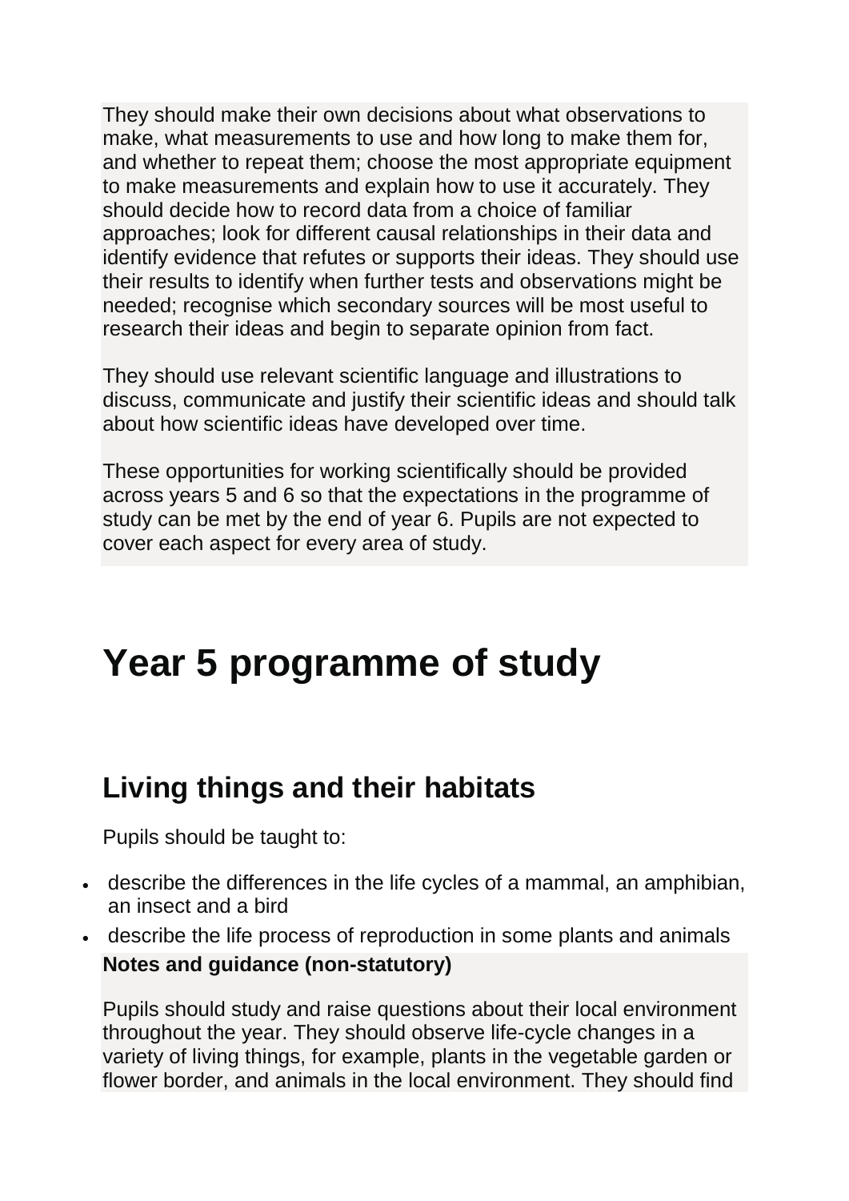They should make their own decisions about what observations to make, what measurements to use and how long to make them for, and whether to repeat them; choose the most appropriate equipment to make measurements and explain how to use it accurately. They should decide how to record data from a choice of familiar approaches; look for different causal relationships in their data and identify evidence that refutes or supports their ideas. They should use their results to identify when further tests and observations might be needed; recognise which secondary sources will be most useful to research their ideas and begin to separate opinion from fact.

They should use relevant scientific language and illustrations to discuss, communicate and justify their scientific ideas and should talk about how scientific ideas have developed over time.

These opportunities for working scientifically should be provided across years 5 and 6 so that the expectations in the programme of study can be met by the end of year 6. Pupils are not expected to cover each aspect for every area of study.

# Year 5 programme of study

## Living things and their habitats

Pupils should be taught to:

- describe the differences in the life cycles of a mammal, an amphibian, an insect and a bird
- describe the life process of reproduction in some plants and animals

**Notes and guidance (non-statutory)**

Pupils should study and raise questions about their local environment throughout the year. They should observe life-cycle changes in a variety of living things, for example, plants in the vegetable garden or flower border, and animals in the local environment. They should find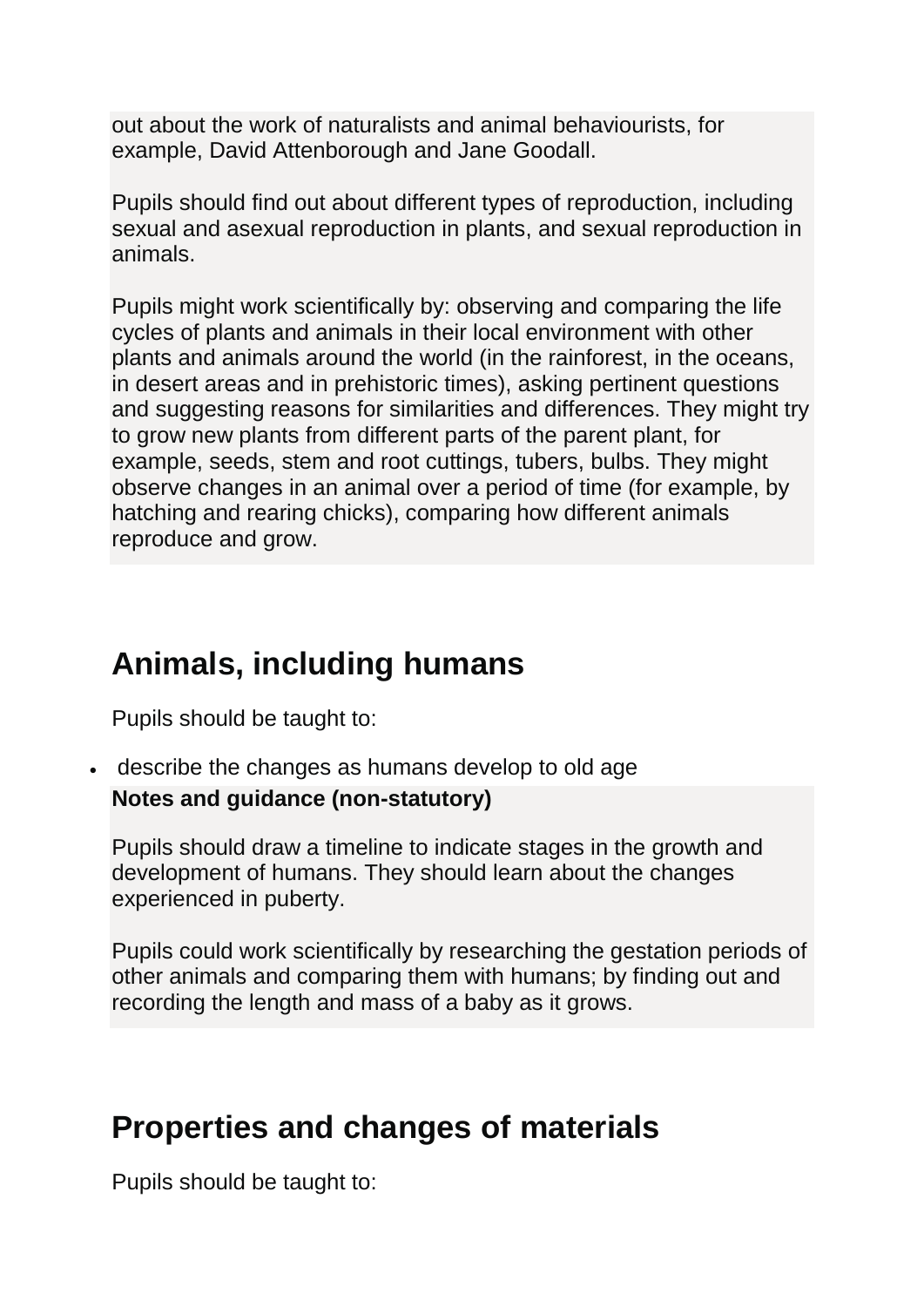out about the work of naturalists and animal behaviourists, for example, David Attenborough and Jane Goodall.

Pupils should find out about different types of reproduction, including sexual and asexual reproduction in plants, and sexual reproduction in animals.

Pupils might work scientifically by: observing and comparing the life cycles of plants and animals in their local environment with other plants and animals around the world (in the rainforest, in the oceans, in desert areas and in prehistoric times), asking pertinent questions and suggesting reasons for similarities and differences. They might try to grow new plants from different parts of the parent plant, for example, seeds, stem and root cuttings, tubers, bulbs. They might observe changes in an animal over a period of time (for example, by hatching and rearing chicks), comparing how different animals reproduce and grow.

## Animals, including humans

Pupils should be taught to:

- describe the changes as humans develop to old age

**Notes and guidance (non-statutory)**

Pupils should draw a timeline to indicate stages in the growth and development of humans. They should learn about the changes experienced in puberty.

Pupils could work scientifically by researching the gestation periods of other animals and comparing them with humans; by finding out and recording the length and mass of a baby as it grows.

## Properties and changes of materials

Pupils should be taught to: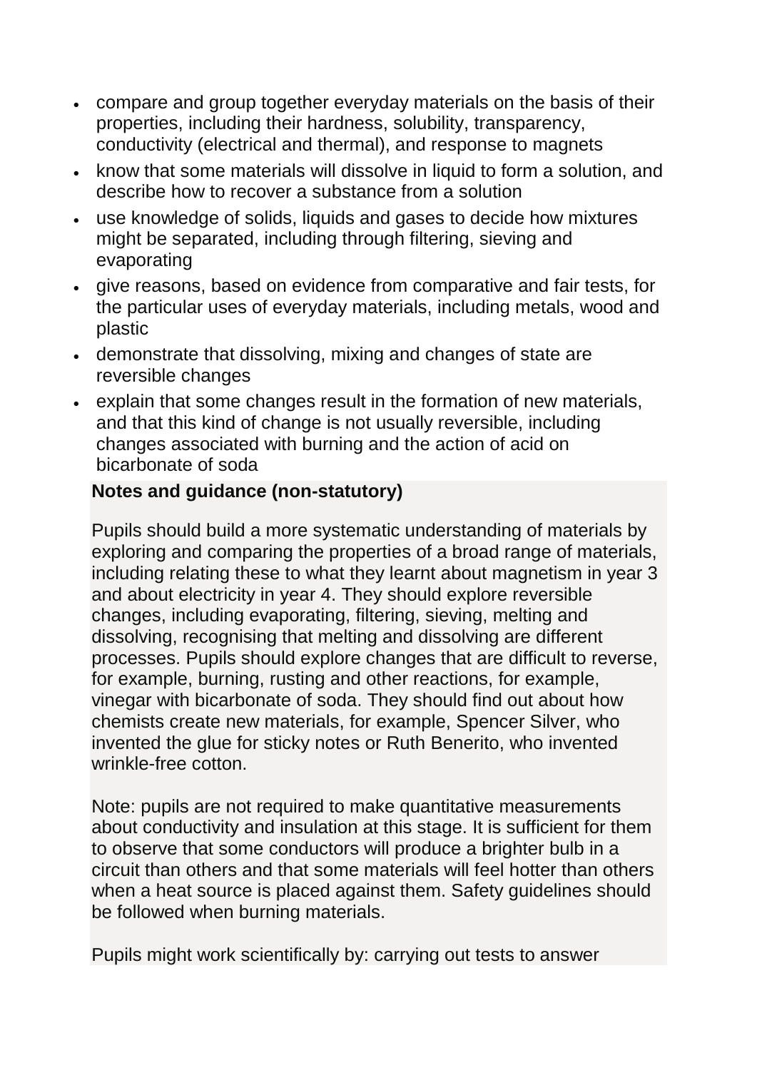- compare and group together everyday materials on the basis of their properties, including their hardness, solubility, transparency, conductivity (electrical and thermal), and response to magnets
- know that some materials will dissolve in liquid to form a solution, and describe how to recover a substance from a solution
- use knowledge of solids, liquids and gases to decide how mixtures might be separated, including through filtering, sieving and evaporating
- give reasons, based on evidence from comparative and fair tests, for the particular uses of everyday materials, including metals, wood and plastic
- demonstrate that dissolving, mixing and changes of state are reversible changes
- explain that some changes result in the formation of new materials, and that this kind of change is not usually reversible, including changes associated with burning and the action of acid on bicarbonate of soda

**Notes and guidance (non-statutory)**

Pupils should build a more systematic understanding of materials by exploring and comparing the properties of a broad range of materials, including relating these to what they learnt about magnetism in year 3 and about electricity in year 4. They should explore reversible changes, including evaporating, filtering, sieving, melting and dissolving, recognising that melting and dissolving are different processes. Pupils should explore changes that are difficult to reverse, for example, burning, rusting and other reactions, for example, vinegar with bicarbonate of soda. They should find out about how chemists create new materials, for example, Spencer Silver, who invented the glue for sticky notes or Ruth Benerito, who invented wrinkle-free cotton.

Note: pupils are not required to make quantitative measurements about conductivity and insulation at this stage. It is sufficient for them to observe that some conductors will produce a brighter bulb in a circuit than others and that some materials will feel hotter than others when a heat source is placed against them. Safety guidelines should be followed when burning materials.

Pupils might work scientifically by: carrying out tests to answer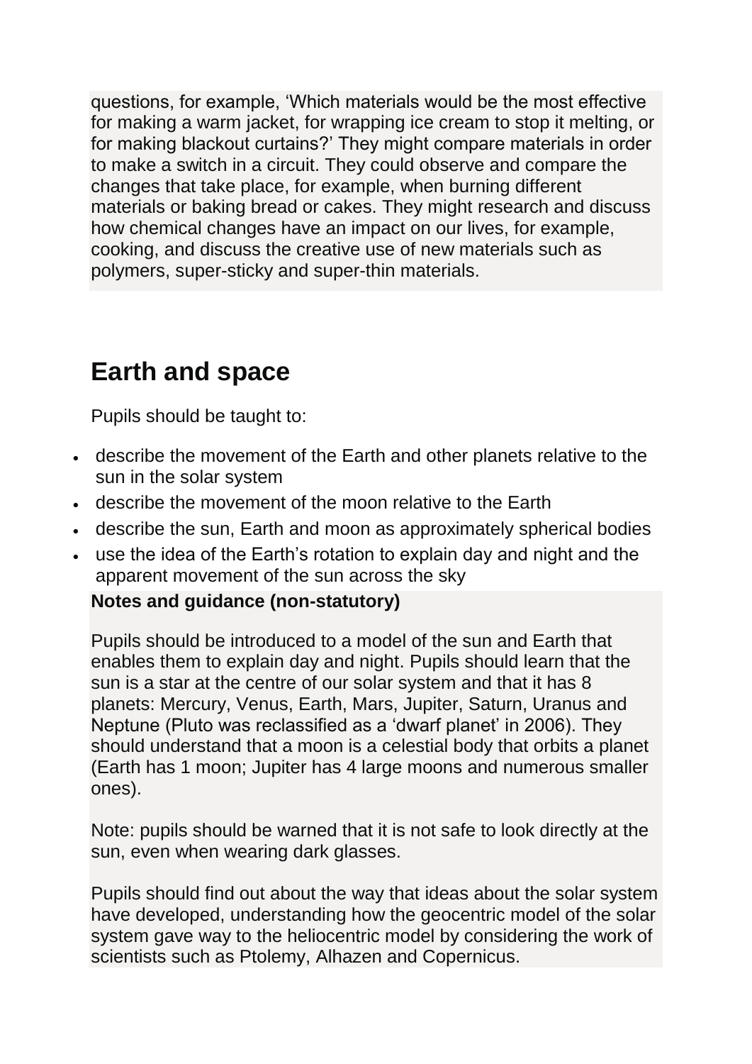questions, for example, 'Which materials would be the most effective for making a warm jacket, for wrapping ice cream to stop it melting, or for making blackout curtains?' They might compare materials in order to make a switch in a circuit. They could observe and compare the changes that take place, for example, when burning different materials or baking bread or cakes. They might research and discuss how chemical changes have an impact on our lives, for example, cooking, and discuss the creative use of new materials such as polymers, super-sticky and super-thin materials.

## Earth and space

Pupils should be taught to:

- describe the movement of the Earth and other planets relative to the sun in the solar system
- describe the movement of the moon relative to the Earth
- describe the sun, Earth and moon as approximately spherical bodies
- use the idea of the Earth's rotation to explain day and night and the apparent movement of the sun across the sky

**Notes and guidance (non-statutory)**

Pupils should be introduced to a model of the sun and Earth that enables them to explain day and night. Pupils should learn that the sun is a star at the centre of our solar system and that it has 8 planets: Mercury, Venus, Earth, Mars, Jupiter, Saturn, Uranus and Neptune (Pluto was reclassified as a 'dwarf planet' in 2006). They should understand that a moon is a celestial body that orbits a planet (Earth has 1 moon; Jupiter has 4 large moons and numerous smaller ones).

Note: pupils should be warned that it is not safe to look directly at the sun, even when wearing dark glasses.

Pupils should find out about the way that ideas about the solar system have developed, understanding how the geocentric model of the solar system gave way to the heliocentric model by considering the work of scientists such as Ptolemy, Alhazen and Copernicus.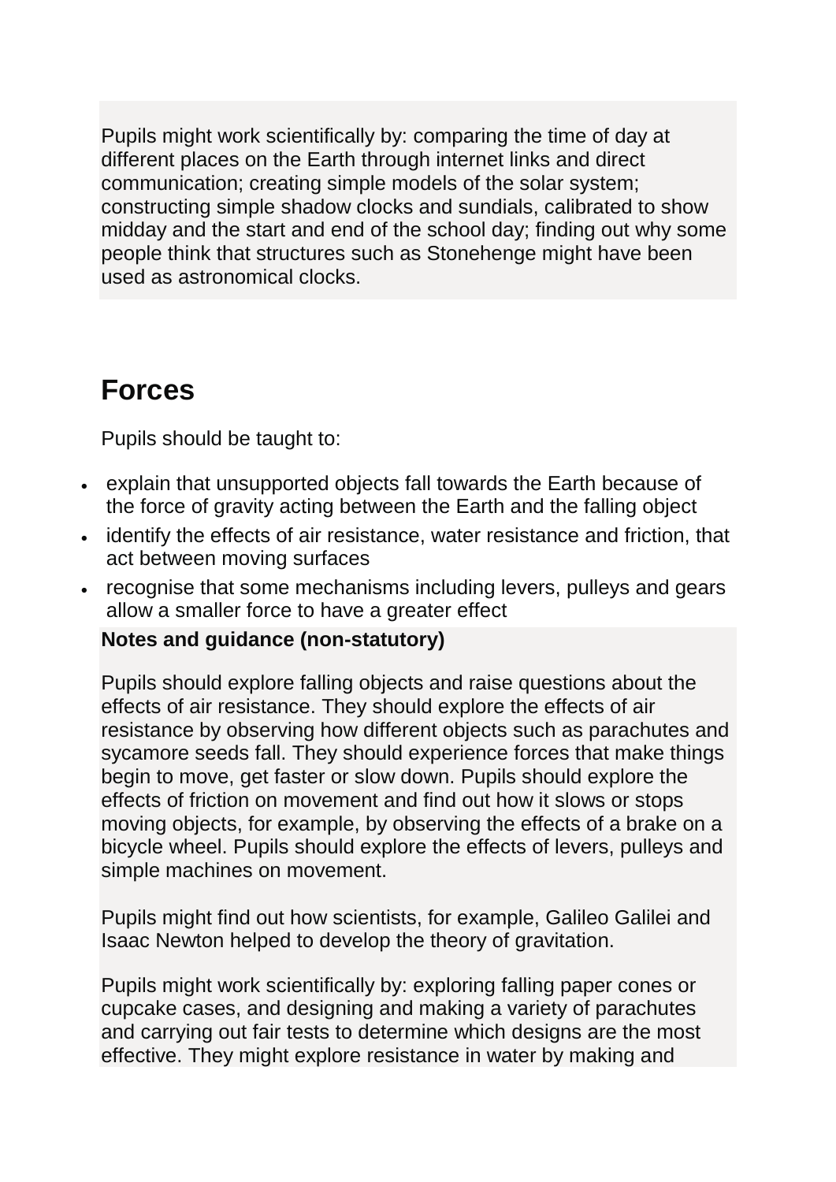Pupils might work scientifically by: comparing the time of day at different places on the Earth through internet links and direct communication; creating simple models of the solar system; constructing simple shadow clocks and sundials, calibrated to show midday and the start and end of the school day; finding out why some people think that structures such as Stonehenge might have been used as astronomical clocks.

## Forces

Pupils should be taught to:

- explain that unsupported objects fall towards the Earth because of the force of gravity acting between the Earth and the falling object
- identify the effects of air resistance, water resistance and friction, that act between moving surfaces
- recognise that some mechanisms including levers, pulleys and gears allow a smaller force to have a greater effect

**Notes and guidance (non-statutory)**

Pupils should explore falling objects and raise questions about the effects of air resistance. They should explore the effects of air resistance by observing how different objects such as parachutes and sycamore seeds fall. They should experience forces that make things begin to move, get faster or slow down. Pupils should explore the effects of friction on movement and find out how it slows or stops moving objects, for example, by observing the effects of a brake on a bicycle wheel. Pupils should explore the effects of levers, pulleys and simple machines on movement.

Pupils might find out how scientists, for example, Galileo Galilei and Isaac Newton helped to develop the theory of gravitation.

Pupils might work scientifically by: exploring falling paper cones or cupcake cases, and designing and making a variety of parachutes and carrying out fair tests to determine which designs are the most effective. They might explore resistance in water by making and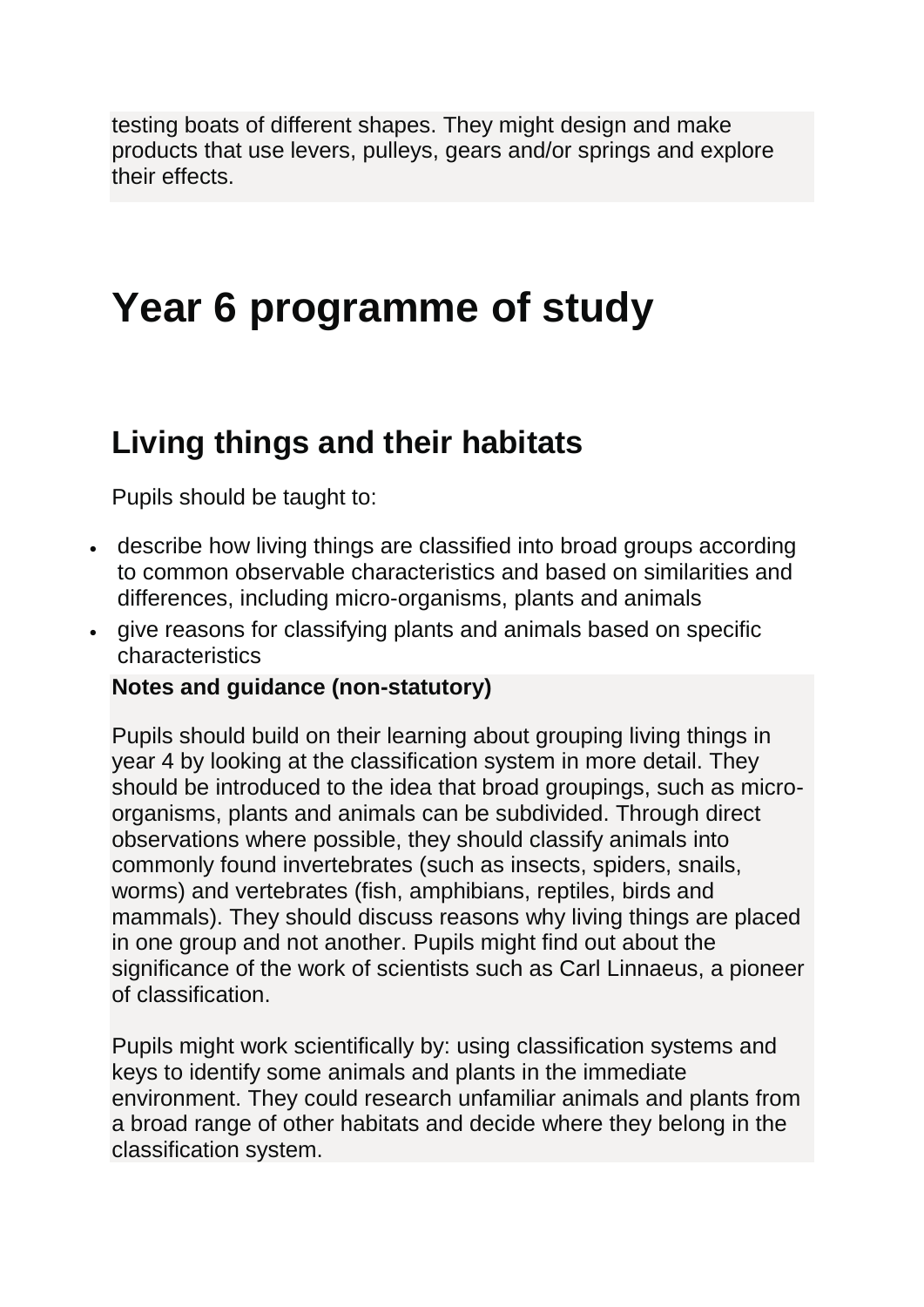testing boats of different shapes. They might design and make products that use levers, pulleys, gears and/or springs and explore their effects.

# Year 6 programme of study

## Living things and their habitats

Pupils should be taught to:

- describe how living things are classified into broad groups according to common observable characteristics and based on similarities and differences, including micro-organisms, plants and animals
- give reasons for classifying plants and animals based on specific characteristics

**Notes and guidance (non-statutory)**

Pupils should build on their learning about grouping living things in year 4 by looking at the classification system in more detail. They should be introduced to the idea that broad groupings, such as micro-organisms, plants and animals can be subdivided. Through direct observations where possible, they should classify animals into commonly found invertebrates (such as insects, spiders, snails, worms) and vertebrates (fish, amphibians, reptiles, birds and mammals). They should discuss reasons why living things are placed in one group and not another. Pupils might find out about the significance of the work of scientists such as Carl Linnaeus, a pioneer of classification.

Pupils might work scientifically by: using classification systems and keys to identify some animals and plants in the immediate environment. They could research unfamiliar animals and plants from a broad range of other habitats and decide where they belong in the classification system.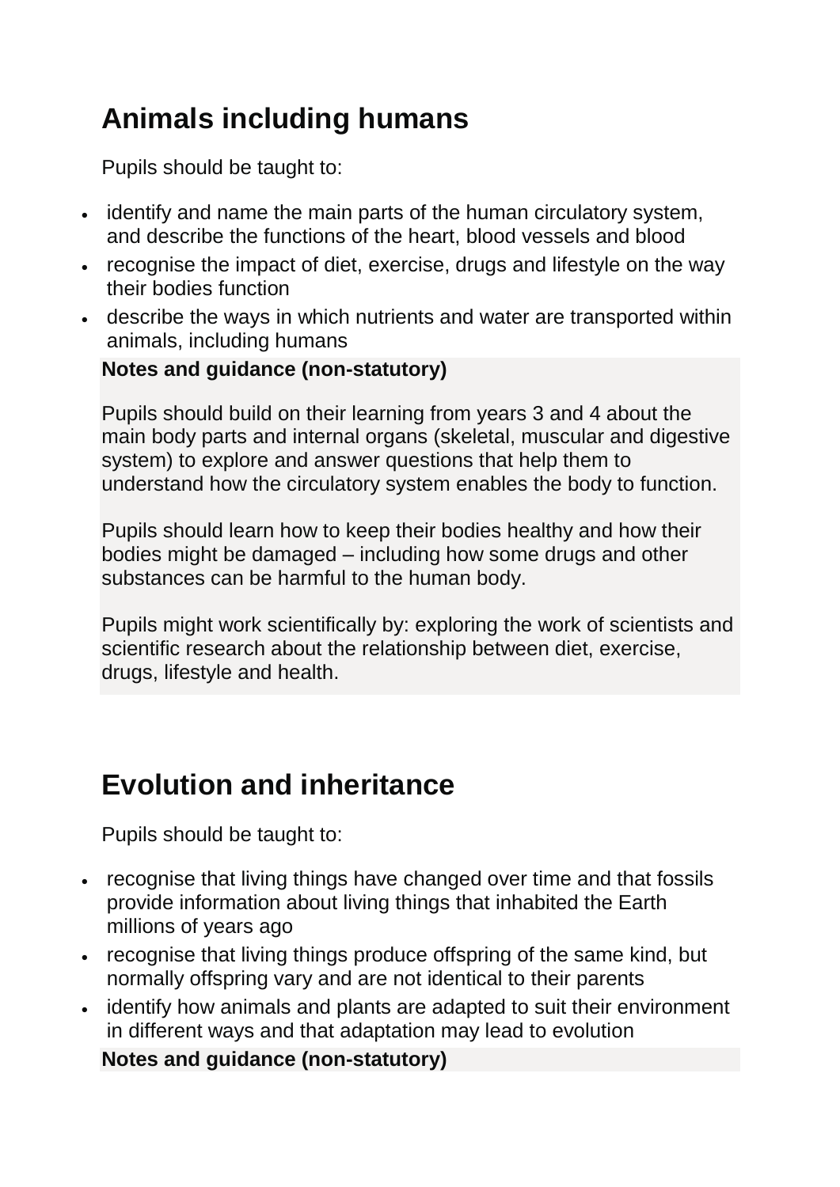## Animals including humans

Pupils should be taught to:

- identify and name the main parts of the human circulatory system, and describe the functions of the heart, blood vessels and blood
- recognise the impact of diet, exercise, drugs and lifestyle on the way their bodies function
- describe the ways in which nutrients and water are transported within animals, including humans

**Notes and guidance (non-statutory)**

Pupils should build on their learning from years 3 and 4 about the main body parts and internal organs (skeletal, muscular and digestive system) to explore and answer questions that help them to understand how the circulatory system enables the body to function.

Pupils should learn how to keep their bodies healthy and how their bodies might be damaged – including how some drugs and other substances can be harmful to the human body.

Pupils might work scientifically by: exploring the work of scientists and scientific research about the relationship between diet, exercise, drugs, lifestyle and health.

## Evolution and inheritance

Pupils should be taught to:

- recognise that living things have changed over time and that fossils provide information about living things that inhabited the Earth millions of years ago
- recognise that living things produce offspring of the same kind, but normally offspring vary and are not identical to their parents
- identify how animals and plants are adapted to suit their environment in different ways and that adaptation may lead to evolution

**Notes and guidance (non-statutory)**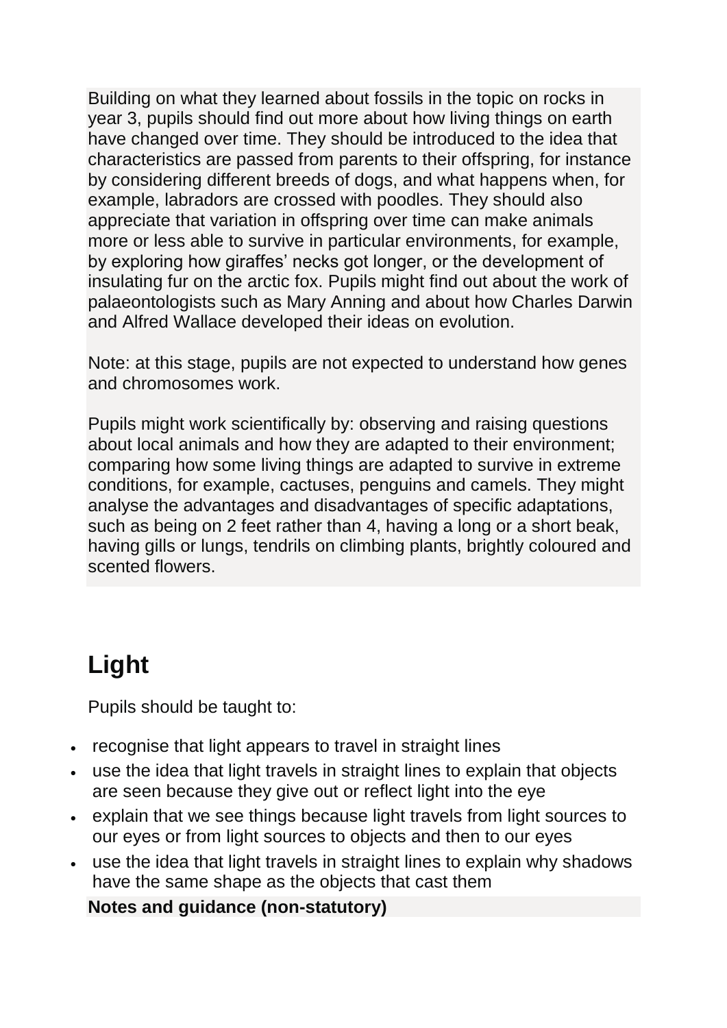Building on what they learned about fossils in the topic on rocks in year 3, pupils should find out more about how living things on earth have changed over time. They should be introduced to the idea that characteristics are passed from parents to their offspring, for instance by considering different breeds of dogs, and what happens when, for example, labradors are crossed with poodles. They should also appreciate that variation in offspring over time can make animals more or less able to survive in particular environments, for example, by exploring how giraffes' necks got longer, or the development of insulating fur on the arctic fox. Pupils might find out about the work of palaeontologists such as Mary Anning and about how Charles Darwin and Alfred Wallace developed their ideas on evolution.

Note: at this stage, pupils are not expected to understand how genes and chromosomes work.

Pupils might work scientifically by: observing and raising questions about local animals and how they are adapted to their environment; comparing how some living things are adapted to survive in extreme conditions, for example, cactuses, penguins and camels. They might analyse the advantages and disadvantages of specific adaptations, such as being on 2 feet rather than 4, having a long or a short beak, having gills or lungs, tendrils on climbing plants, brightly coloured and scented flowers.

## Light

Pupils should be taught to:

- recognise that light appears to travel in straight lines
- use the idea that light travels in straight lines to explain that objects are seen because they give out or reflect light into the eye
- explain that we see things because light travels from light sources to our eyes or from light sources to objects and then to our eyes
- use the idea that light travels in straight lines to explain why shadows have the same shape as the objects that cast them

**Notes and guidance (non-statutory)**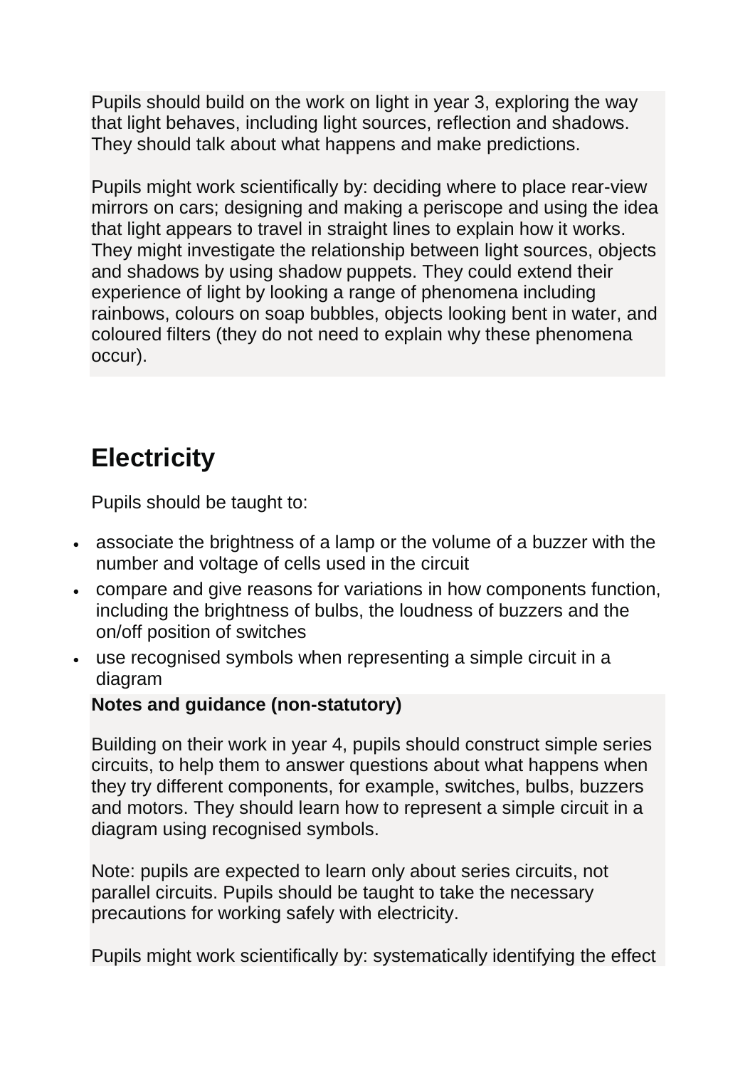Pupils should build on the work on light in year 3, exploring the way that light behaves, including light sources, reflection and shadows. They should talk about what happens and make predictions.

Pupils might work scientifically by: deciding where to place rear-view mirrors on cars; designing and making a periscope and using the idea that light appears to travel in straight lines to explain how it works. They might investigate the relationship between light sources, objects and shadows by using shadow puppets. They could extend their experience of light by looking a range of phenomena including rainbows, colours on soap bubbles, objects looking bent in water, and coloured filters (they do not need to explain why these phenomena occur).

## Electricity

Pupils should be taught to:

- associate the brightness of a lamp or the volume of a buzzer with the number and voltage of cells used in the circuit
- compare and give reasons for variations in how components function, including the brightness of bulbs, the loudness of buzzers and the on/off position of switches
- use recognised symbols when representing a simple circuit in a diagram

**Notes and guidance (non-statutory)**

Building on their work in year 4, pupils should construct simple series circuits, to help them to answer questions about what happens when they try different components, for example, switches, bulbs, buzzers and motors. They should learn how to represent a simple circuit in a diagram using recognised symbols.

Note: pupils are expected to learn only about series circuits, not parallel circuits. Pupils should be taught to take the necessary precautions for working safely with electricity.

Pupils might work scientifically by: systematically identifying the effect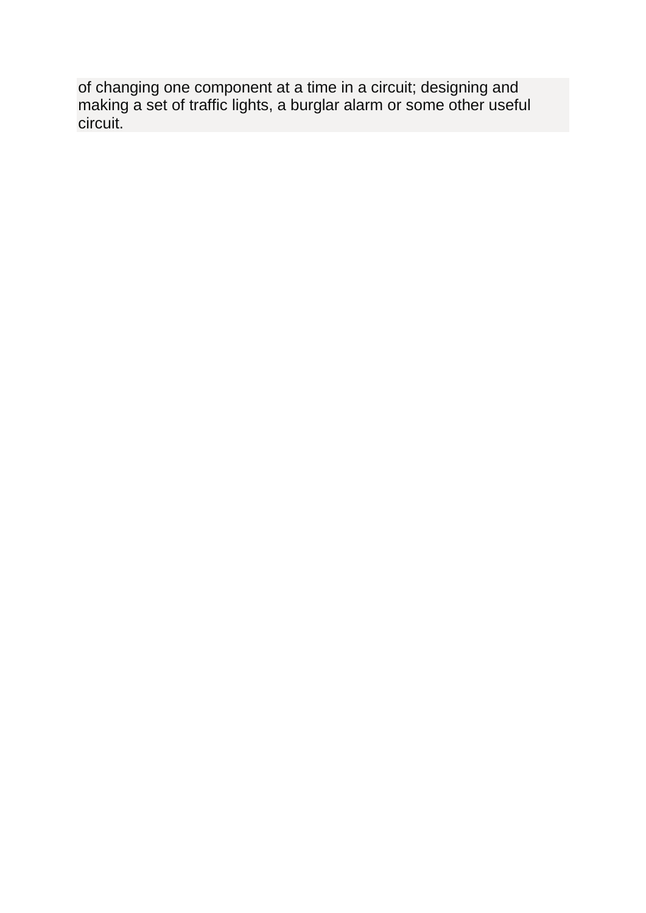of changing one component at a time in a circuit; designing and making a set of traffic lights, a burglar alarm or some other useful circuit.